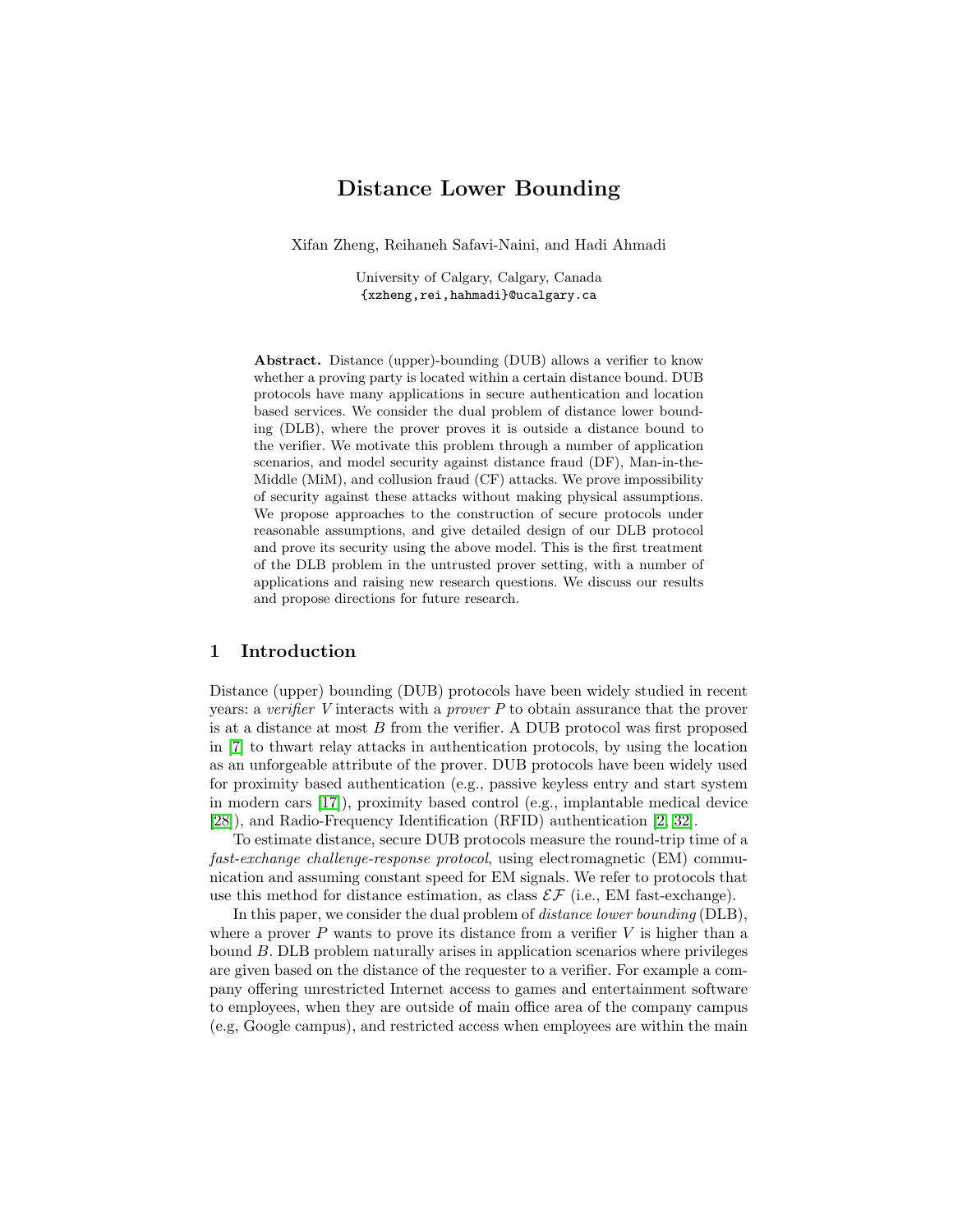# Distance Lower Bounding

Xifan Zheng, Reihaneh Safavi-Naini, and Hadi Ahmadi

University of Calgary, Calgary, Canada
{xzheng,rei,hahmadi}@ucalgary.ca

**Abstract.** Distance (upper)-bounding (DUB) allows a verifier to know whether a proving party is located within a certain distance bound. DUB protocols have many applications in secure authentication and location based services. We consider the dual problem of distance lower bounding (DLB), where the prover proves it is outside a distance bound to the verifier. We motivate this problem through a number of application scenarios, and model security against distance fraud (DF), Man-in-the-Middle (MiM), and collusion fraud (CF) attacks. We prove impossibility of security against these attacks without making physical assumptions. We propose approaches to the construction of secure protocols under reasonable assumptions, and give detailed design of our DLB protocol and prove its security using the above model. This is the first treatment of the DLB problem in the untrusted prover setting, with a number of applications and raising new research questions. We discuss our results and propose directions for future research.

## 1 Introduction

Distance (upper) bounding (DUB) protocols have been widely studied in recent years: a *verifier* $V$ interacts with a *prover* $P$ to obtain assurance that the prover is at a distance at most $B$ from the verifier. A DUB protocol was first proposed in [7] to thwart relay attacks in authentication protocols, by using the location as an unforgeable attribute of the prover. DUB protocols have been widely used for proximity based authentication (e.g., passive keyless entry and start system in modern cars [17]), proximity based control (e.g., implantable medical device [28]), and Radio-Frequency Identification (RFID) authentication [2, 32].

To estimate distance, secure DUB protocols measure the round-trip time of a *fast-exchange challenge-response protocol*, using electromagnetic (EM) communication and assuming constant speed for EM signals. We refer to protocols that use this method for distance estimation, as class $\mathcal{EF}$ (i.e., EM fast-exchange).

In this paper, we consider the dual problem of *distance lower bounding* (DLB), where a prover $P$ wants to prove its distance from a verifier $V$ is higher than a bound $B$. DLB problem naturally arises in application scenarios where privileges are given based on the distance of the requester to a verifier. For example a company offering unrestricted Internet access to games and entertainment software to employees, when they are outside of main office area of the company campus (e.g, Google campus), and restricted access when employees are within the main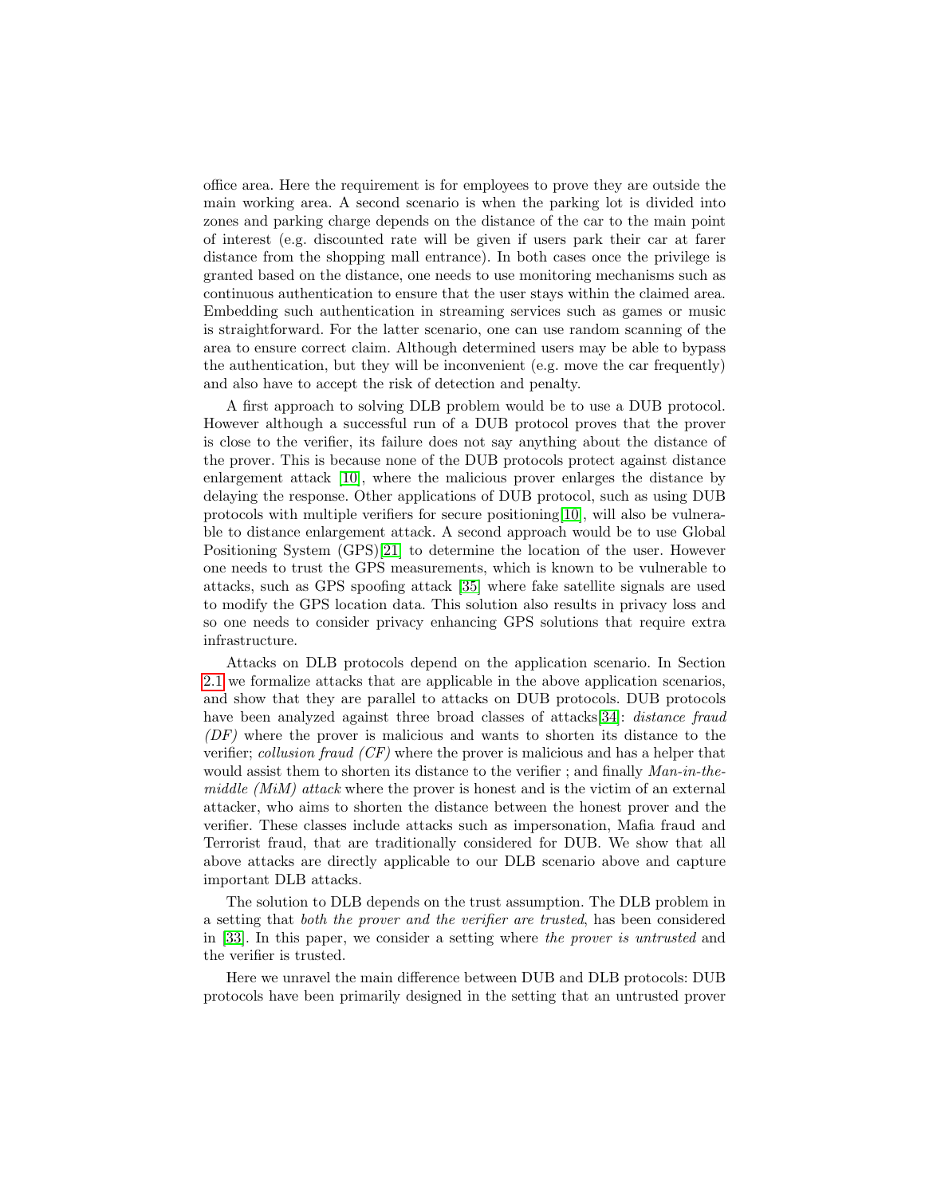office area. Here the requirement is for employees to prove they are outside the main working area. A second scenario is when the parking lot is divided into zones and parking charge depends on the distance of the car to the main point of interest (e.g. discounted rate will be given if users park their car at farer distance from the shopping mall entrance). In both cases once the privilege is granted based on the distance, one needs to use monitoring mechanisms such as continuous authentication to ensure that the user stays within the claimed area. Embedding such authentication in streaming services such as games or music is straightforward. For the latter scenario, one can use random scanning of the area to ensure correct claim. Although determined users may be able to bypass the authentication, but they will be inconvenient (e.g. move the car frequently) and also have to accept the risk of detection and penalty.

A first approach to solving DLB problem would be to use a DUB protocol. However although a successful run of a DUB protocol proves that the prover is close to the verifier, its failure does not say anything about the distance of the prover. This is because none of the DUB protocols protect against distance enlargement attack [10], where the malicious prover enlarges the distance by delaying the response. Other applications of DUB protocol, such as using DUB protocols with multiple verifiers for secure positioning[10], will also be vulnerable to distance enlargement attack. A second approach would be to use Global Positioning System (GPS)[21] to determine the location of the user. However one needs to trust the GPS measurements, which is known to be vulnerable to attacks, such as GPS spoofing attack [35] where fake satellite signals are used to modify the GPS location data. This solution also results in privacy loss and so one needs to consider privacy enhancing GPS solutions that require extra infrastructure.

Attacks on DLB protocols depend on the application scenario. In Section 2.1 we formalize attacks that are applicable in the above application scenarios, and show that they are parallel to attacks on DUB protocols. DUB protocols have been analyzed against three broad classes of attacks[34]: *distance fraud (DF)* where the prover is malicious and wants to shorten its distance to the verifier; *collusion fraud (CF)* where the prover is malicious and has a helper that would assist them to shorten its distance to the verifier ; and finally *Man-in-the-middle (MiM) attack* where the prover is honest and is the victim of an external attacker, who aims to shorten the distance between the honest prover and the verifier. These classes include attacks such as impersonation, Mafia fraud and Terrorist fraud, that are traditionally considered for DUB. We show that all above attacks are directly applicable to our DLB scenario above and capture important DLB attacks.

The solution to DLB depends on the trust assumption. The DLB problem in a setting that *both the prover and the verifier are trusted*, has been considered in [33]. In this paper, we consider a setting where *the prover is untrusted* and the verifier is trusted.

Here we unravel the main difference between DUB and DLB protocols: DUB protocols have been primarily designed in the setting that an untrusted prover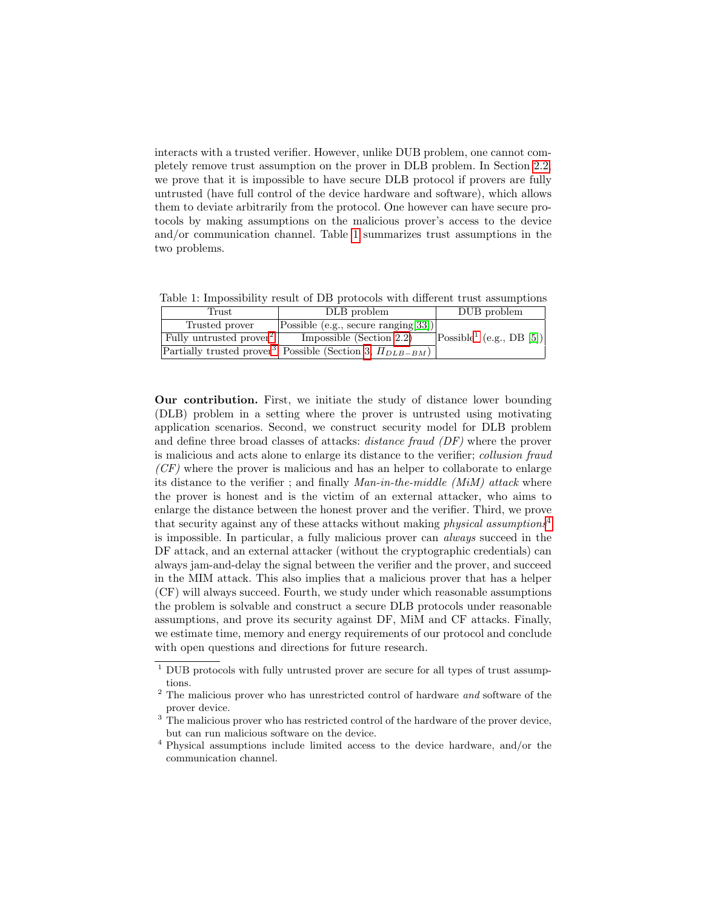interacts with a trusted verifier. However, unlike DUB problem, one cannot completely remove trust assumption on the prover in DLB problem. In Section 2.2, we prove that it is impossible to have secure DLB protocol if provers are fully untrusted (have full control of the device hardware and software), which allows them to deviate arbitrarily from the protocol. One however can have secure protocols by making assumptions on the malicious prover's access to the device and/or communication channel. Table 1 summarizes trust assumptions in the two problems.

Table 1: Impossibility result of DB protocols with different trust assumptions

| Trust | DLB problem | DUB problem |
|---|---|---|
| Trusted prover | Possible (e.g., secure ranging [33]) | Possible[1] (e.g., DB [5]) |
| Fully untrusted prover[2] | Impossible (Section 2.2) | |
| Partially trusted prover[3] | Possible (Section 3, $\Pi_{DLB-BM}$) | |

**Our contribution.** First, we initiate the study of distance lower bounding (DLB) problem in a setting where the prover is untrusted using motivating application scenarios. Second, we construct security model for DLB problem and define three broad classes of attacks: *distance fraud (DF)* where the prover is malicious and acts alone to enlarge its distance to the verifier; *collusion fraud (CF)* where the prover is malicious and has an helper to collaborate to enlarge its distance to the verifier ; and finally *Man-in-the-middle (MiM) attack* where the prover is honest and is the victim of an external attacker, who aims to enlarge the distance between the honest prover and the verifier. Third, we prove that security against any of these attacks without making *physical assumptions*[4] is impossible. In particular, a fully malicious prover can *always* succeed in the DF attack, and an external attacker (without the cryptographic credentials) can always jam-and-delay the signal between the verifier and the prover, and succeed in the MIM attack. This also implies that a malicious prover that has a helper (CF) will always succeed. Fourth, we study under which reasonable assumptions the problem is solvable and construct a secure DLB protocols under reasonable assumptions, and prove its security against DF, MiM and CF attacks. Finally, we estimate time, memory and energy requirements of our protocol and conclude with open questions and directions for future research.

[1] DUB protocols with fully untrusted prover are secure for all types of trust assumptions.

[2] The malicious prover who has unrestricted control of hardware *and* software of the prover device.

[3] The malicious prover who has restricted control of the hardware of the prover device, but can run malicious software on the device.

[4] Physical assumptions include limited access to the device hardware, and/or the communication channel.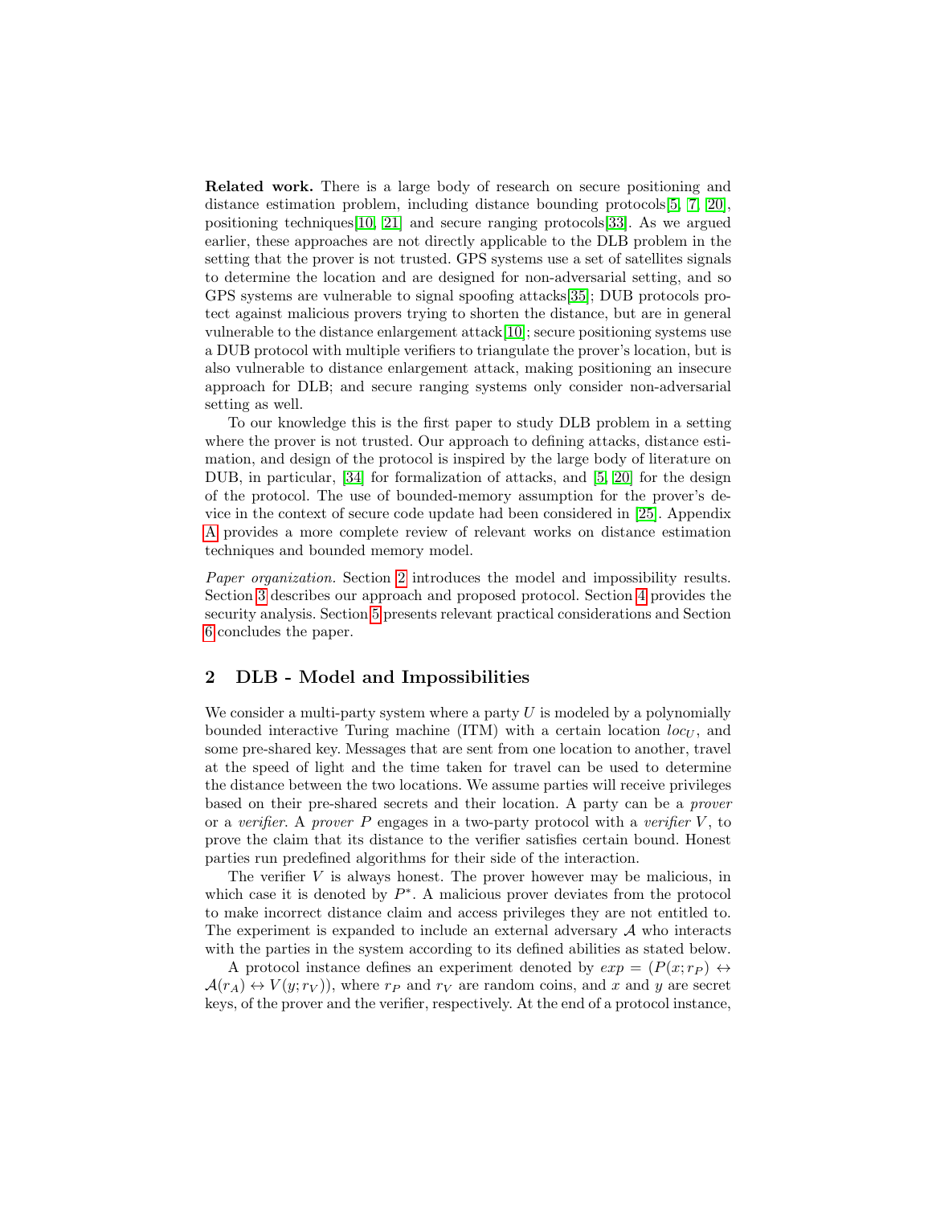**Related work.** There is a large body of research on secure positioning and distance estimation problem, including distance bounding protocols[5, 7, 20], positioning techniques[10, 21] and secure ranging protocols[33]. As we argued earlier, these approaches are not directly applicable to the DLB problem in the setting that the prover is not trusted. GPS systems use a set of satellites signals to determine the location and are designed for non-adversarial setting, and so GPS systems are vulnerable to signal spoofing attacks[35]; DUB protocols protect against malicious provers trying to shorten the distance, but are in general vulnerable to the distance enlargement attack[10]; secure positioning systems use a DUB protocol with multiple verifiers to triangulate the prover's location, but is also vulnerable to distance enlargement attack, making positioning an insecure approach for DLB; and secure ranging systems only consider non-adversarial setting as well.

To our knowledge this is the first paper to study DLB problem in a setting where the prover is not trusted. Our approach to defining attacks, distance estimation, and design of the protocol is inspired by the large body of literature on DUB, in particular, [34] for formalization of attacks, and [5, 20] for the design of the protocol. The use of bounded-memory assumption for the prover's device in the context of secure code update had been considered in [25]. Appendix A provides a more complete review of relevant works on distance estimation techniques and bounded memory model.

*Paper organization.* Section 2 introduces the model and impossibility results. Section 3 describes our approach and proposed protocol. Section 4 provides the security analysis. Section 5 presents relevant practical considerations and Section 6 concludes the paper.

## 2 DLB - Model and Impossibilities

We consider a multi-party system where a party $U$ is modeled by a polynomially bounded interactive Turing machine (ITM) with a certain location $loc_U$, and some pre-shared key. Messages that are sent from one location to another, travel at the speed of light and the time taken for travel can be used to determine the distance between the two locations. We assume parties will receive privileges based on their pre-shared secrets and their location. A party can be a *prover* or a *verifier*. A *prover* $P$ engages in a two-party protocol with a *verifier* $V$, to prove the claim that its distance to the verifier satisfies certain bound. Honest parties run predefined algorithms for their side of the interaction.

The verifier $V$ is always honest. The prover however may be malicious, in which case it is denoted by $P^*$. A malicious prover deviates from the protocol to make incorrect distance claim and access privileges they are not entitled to. The experiment is expanded to include an external adversary $\mathcal{A}$ who interacts with the parties in the system according to its defined abilities as stated below.

A protocol instance defines an experiment denoted by $exp = (P(x; r_P) \leftrightarrow \mathcal{A}(r_A) \leftrightarrow V(y; r_V))$, where $r_P$ and $r_V$ are random coins, and $x$ and $y$ are secret keys, of the prover and the verifier, respectively. At the end of a protocol instance,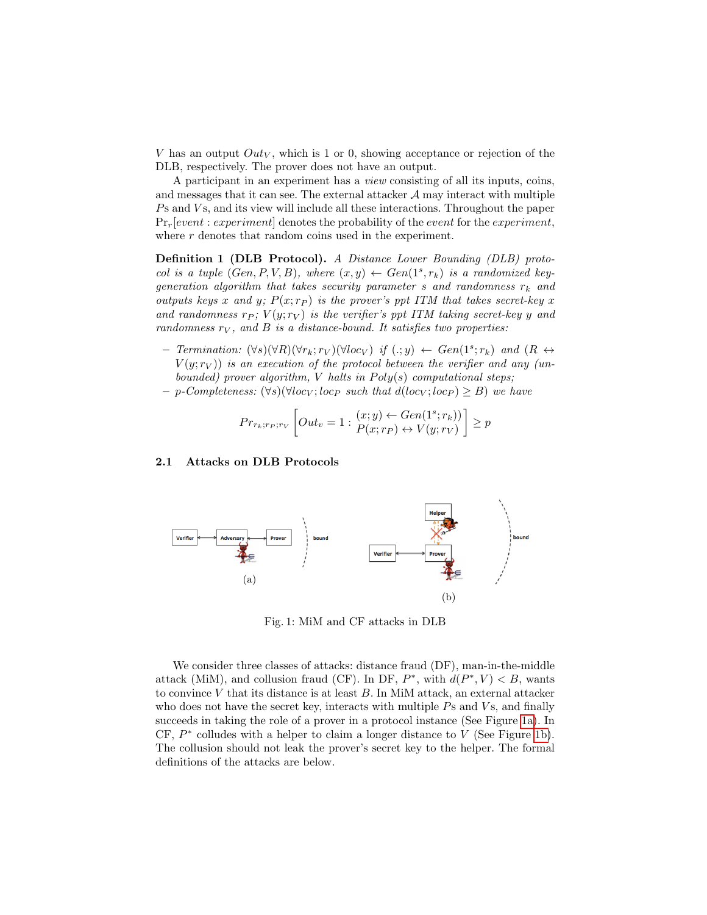$V$ has an output $Out_V$, which is 1 or 0, showing acceptance or rejection of the DLB, respectively. The prover does not have an output.

A participant in an experiment has a *view* consisting of all its inputs, coins, and messages that it can see. The external attacker $\mathcal{A}$ may interact with multiple $P$s and $V$s, and its view will include all these interactions. Throughout the paper $\Pr_r[event : experiment]$ denotes the probability of the *event* for the *experiment*, where $r$ denotes that random coins used in the experiment.

**Definition 1 (DLB Protocol).** *A Distance Lower Bounding (DLB) protocol is a tuple $(Gen, P, V, B)$, where $(x, y) \leftarrow Gen(1^s, r_k)$ is a randomized key-generation algorithm that takes security parameter $s$ and randomness $r_k$ and outputs keys $x$ and $y$; $P(x; r_P)$ is the prover's ppt ITM that takes secret-key $x$ and randomness $r_P$; $V(y; r_V)$ is the verifier's ppt ITM taking secret-key $y$ and randomness $r_V$, and $B$ is a distance-bound. It satisfies two properties:*

- *Termination: $(\forall s)(\forall R)(\forall r_k; r_V)(\forall loc_V)$ if $(.; y) \leftarrow Gen(1^s; r_k)$ and $(R \leftrightarrow V(y; r_V))$ is an execution of the protocol between the verifier and any (unbounded) prover algorithm, $V$ halts in $Poly(s)$ computational steps;*
- *p-Completeness: $(\forall s)(\forall loc_V; loc_P$ such that $d(loc_V; loc_P) \geq B)$ we have*

$$Pr_{r_k; r_P; r_V}\left[ Out_v = 1 : \begin{array}{l} (x; y) \leftarrow Gen(1^s; r_k)) \\ P(x; r_P) \leftrightarrow V(y; r_V) \end{array} \right] \geq p$$

## 2.1 Attacks on DLB Protocols

Fig. 1: MiM and CF attacks in DLB

We consider three classes of attacks: distance fraud (DF), man-in-the-middle attack (MiM), and collusion fraud (CF). In DF, $P^*$, with $d(P^*, V) < B$, wants to convince $V$ that its distance is at least $B$. In MiM attack, an external attacker who does not have the secret key, interacts with multiple $P$s and $V$s, and finally succeeds in taking the role of a prover in a protocol instance (See Figure 1a). In CF, $P^*$ colludes with a helper to claim a longer distance to $V$ (See Figure 1b). The collusion should not leak the prover's secret key to the helper. The formal definitions of the attacks are below.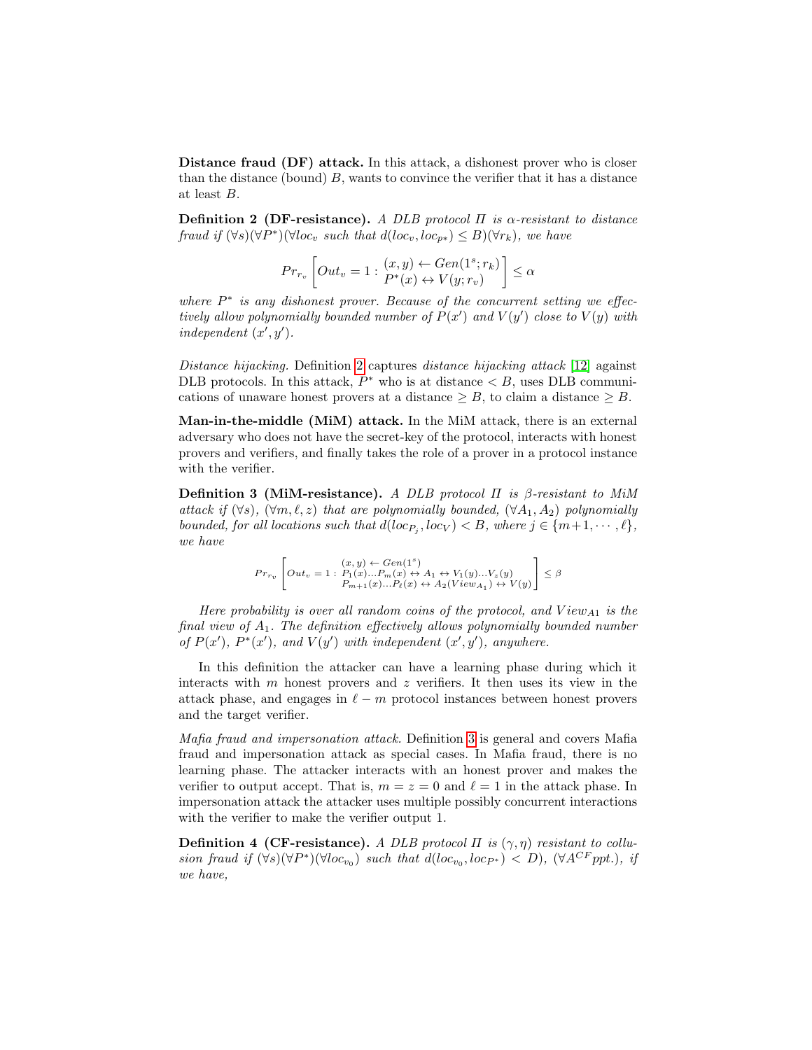**Distance fraud (DF) attack.** In this attack, a dishonest prover who is closer than the distance (bound) $B$, wants to convince the verifier that it has a distance at least $B$.

**Definition 2 (DF-resistance).** *A DLB protocol $\Pi$ is $\alpha$-resistant to distance fraud if $(\forall s)(\forall P^*)(\forall loc_v$ such that $d(loc_v, loc_{p*}) \leq B)(\forall r_k)$, we have*

$$Pr_{r_v}\left[Out_v = 1 : \begin{array}{l}(x,y) \leftarrow Gen(1^s; r_k)\\ P^*(x) \leftrightarrow V(y; r_v)\end{array}\right] \leq \alpha$$

*where $P^*$ is any dishonest prover. Because of the concurrent setting we effectively allow polynomially bounded number of $P(x')$ and $V(y')$ close to $V(y)$ with independent $(x', y')$.*

*Distance hijacking.* Definition 2 captures *distance hijacking attack* [12] against DLB protocols. In this attack, $P^*$ who is at distance $< B$, uses DLB communications of unaware honest provers at a distance $\geq B$, to claim a distance $\geq B$.

**Man-in-the-middle (MiM) attack.** In the MiM attack, there is an external adversary who does not have the secret-key of the protocol, interacts with honest provers and verifiers, and finally takes the role of a prover in a protocol instance with the verifier.

**Definition 3 (MiM-resistance).** *A DLB protocol $\Pi$ is $\beta$-resistant to MiM attack if $(\forall s)$, $(\forall m, \ell, z)$ that are polynomially bounded, $(\forall A_1, A_2)$ polynomially bounded, for all locations such that $d(loc_{P_j}, loc_V) < B$, where $j \in \{m+1, \cdots, \ell\}$, we have*

$$Pr_{r_v}\left[Out_v = 1 : \begin{array}{c}(x,y) \leftarrow Gen(1^s)\\ P_1(x)...P_m(x) \leftrightarrow A_1 \leftrightarrow V_1(y)...V_z(y)\\ P_{m+1}(x)...P_\ell(x) \leftrightarrow A_2(View_{A_1}) \leftrightarrow V(y)\end{array}\right] \leq \beta$$

*Here probability is over all random coins of the protocol, and $View_{A1}$ is the final view of $A_1$. The definition effectively allows polynomially bounded number of $P(x')$, $P^*(x')$, and $V(y')$ with independent $(x', y')$, anywhere.*

In this definition the attacker can have a learning phase during which it interacts with $m$ honest provers and $z$ verifiers. It then uses its view in the attack phase, and engages in $\ell - m$ protocol instances between honest provers and the target verifier.

*Mafia fraud and impersonation attack.* Definition 3 is general and covers Mafia fraud and impersonation attack as special cases. In Mafia fraud, there is no learning phase. The attacker interacts with an honest prover and makes the verifier to output accept. That is, $m = z = 0$ and $\ell = 1$ in the attack phase. In impersonation attack the attacker uses multiple possibly concurrent interactions with the verifier to make the verifier output 1.

**Definition 4 (CF-resistance).** *A DLB protocol $\Pi$ is $(\gamma, \eta)$ resistant to collusion fraud if $(\forall s)(\forall P^*)(\forall loc_{v_0})$ such that $d(loc_{v_0}, loc_{P^*}) < D)$, $(\forall A^{CF} ppt.)$, if we have,*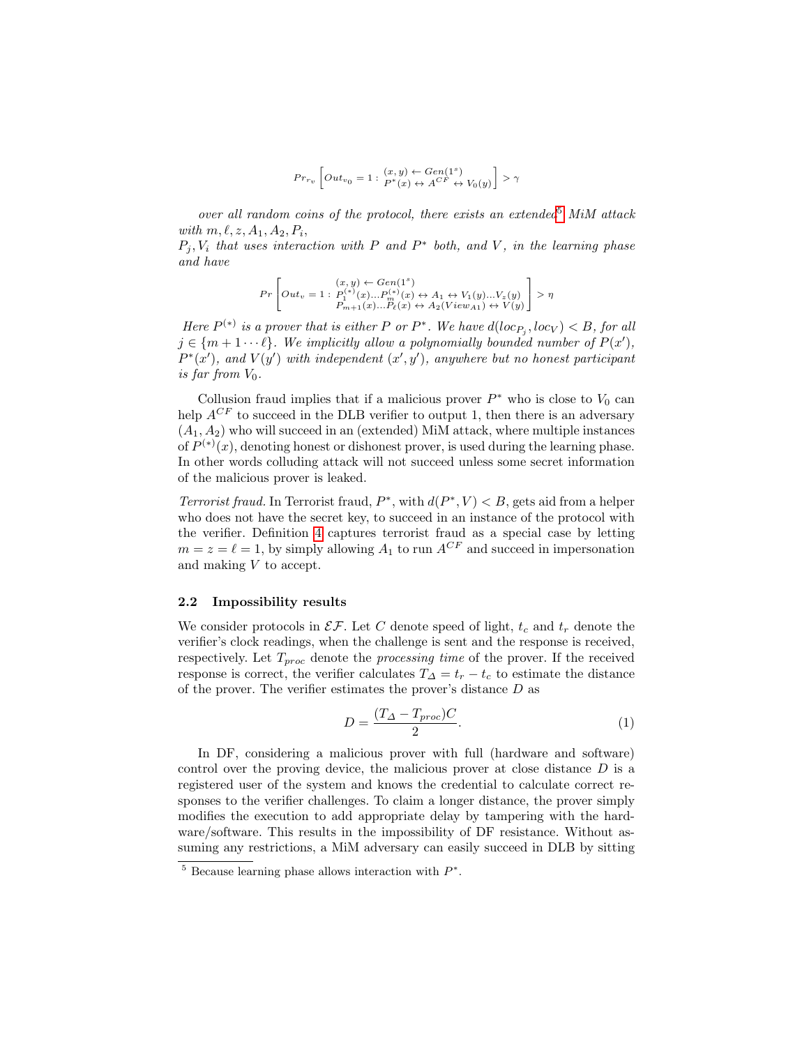$$Pr_{r_v}\left[Out_{v_0} = 1 : \begin{array}{c}(x,y) \leftarrow Gen(1^s) \\ P^*(x) \leftrightarrow A^{CF} \leftrightarrow V_0(y)\end{array}\right] > \gamma$$

*over all random coins of the protocol, there exists an extended*[5] *MiM attack with* $m, \ell, z, A_1, A_2, P_i$, $P_j, V_i$ *that uses interaction with* $P$ *and* $P^*$ *both, and* $V$*, in the learning phase and have*

$$Pr\left[Out_v = 1 : \begin{array}{c}(x,y) \leftarrow Gen(1^s) \\ P_1^{(*)}(x)...P_m^{(*)}(x) \leftrightarrow A_1 \leftrightarrow V_1(y)...V_z(y) \\ P_{m+1}(x)...P_\ell(x) \leftrightarrow A_2(View_{A1}) \leftrightarrow V(y)\end{array}\right] > \eta$$

*Here* $P^{(*)}$ *is a prover that is either* $P$ *or* $P^*$*. We have* $d(loc_{P_j}, loc_V) < B$*, for all* $j \in \{m+1 \cdots \ell\}$*. We implicitly allow a polynomially bounded number of* $P(x')$*,* $P^*(x')$*, and* $V(y')$ *with independent* $(x', y')$*, anywhere but no honest participant is far from* $V_0$*.*

Collusion fraud implies that if a malicious prover $P^*$ who is close to $V_0$ can help $A^{CF}$ to succeed in the DLB verifier to output 1, then there is an adversary $(A_1, A_2)$ who will succeed in an (extended) MiM attack, where multiple instances of $P^{(*)}(x)$, denoting honest or dishonest prover, is used during the learning phase. In other words colluding attack will not succeed unless some secret information of the malicious prover is leaked.

*Terrorist fraud.* In Terrorist fraud, $P^*$, with $d(P^*, V) < B$, gets aid from a helper who does not have the secret key, to succeed in an instance of the protocol with the verifier. Definition 4 captures terrorist fraud as a special case by letting $m = z = \ell = 1$, by simply allowing $A_1$ to run $A^{CF}$ and succeed in impersonation and making $V$ to accept.

### 2.2 Impossibility results

We consider protocols in $\mathcal{EF}$. Let $C$ denote speed of light, $t_c$ and $t_r$ denote the verifier's clock readings, when the challenge is sent and the response is received, respectively. Let $T_{proc}$ denote the *processing time* of the prover. If the received response is correct, the verifier calculates $T_\Delta = t_r - t_c$ to estimate the distance of the prover. The verifier estimates the prover's distance $D$ as

$$D = \frac{(T_\Delta - T_{proc})C}{2}. \tag{1}$$

In DF, considering a malicious prover with full (hardware and software) control over the proving device, the malicious prover at close distance $D$ is a registered user of the system and knows the credential to calculate correct responses to the verifier challenges. To claim a longer distance, the prover simply modifies the execution to add appropriate delay by tampering with the hardware/software. This results in the impossibility of DF resistance. Without assuming any restrictions, a MiM adversary can easily succeed in DLB by sitting

[5] Because learning phase allows interaction with $P^*$.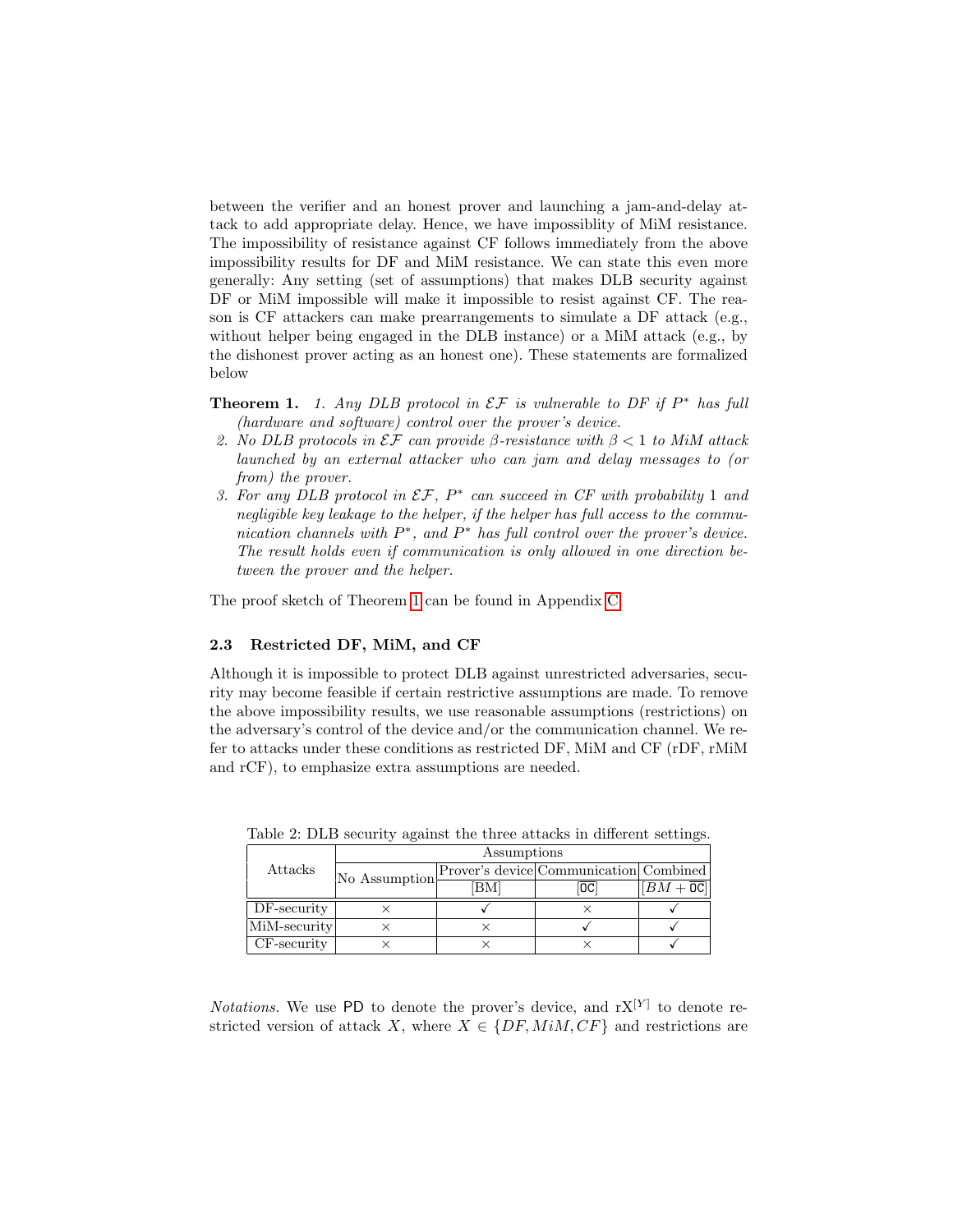between the verifier and an honest prover and launching a jam-and-delay attack to add appropriate delay. Hence, we have impossiblity of MiM resistance. The impossibility of resistance against CF follows immediately from the above impossibility results for DF and MiM resistance. We can state this even more generally: Any setting (set of assumptions) that makes DLB security against DF or MiM impossible will make it impossible to resist against CF. The reason is CF attackers can make prearrangements to simulate a DF attack (e.g., without helper being engaged in the DLB instance) or a MiM attack (e.g., by the dishonest prover acting as an honest one). These statements are formalized below

**Theorem 1.** *1. Any DLB protocol in $\mathcal{EF}$ is vulnerable to DF if $P^*$ has full (hardware and software) control over the prover's device.*

*2. No DLB protocols in $\mathcal{EF}$ can provide $\beta$-resistance with $\beta < 1$ to MiM attack launched by an external attacker who can jam and delay messages to (or from) the prover.*

*3. For any DLB protocol in $\mathcal{EF}$, $P^*$ can succeed in CF with probability 1 and negligible key leakage to the helper, if the helper has full access to the communication channels with $P^*$, and $P^*$ has full control over the prover's device. The result holds even if communication is only allowed in one direction between the prover and the helper.*

The proof sketch of Theorem 1 can be found in Appendix C.

### 2.3 Restricted DF, MiM, and CF

Although it is impossible to protect DLB against unrestricted adversaries, security may become feasible if certain restrictive assumptions are made. To remove the above impossibility results, we use reasonable assumptions (restrictions) on the adversary's control of the device and/or the communication channel. We refer to attacks under these conditions as restricted DF, MiM and CF (rDF, rMiM and rCF), to emphasize extra assumptions are needed.

Table 2: DLB security against the three attacks in different settings.

| Attacks | Assumptions | | | |
|---|---|---|---|---|
| | No Assumption | Prover's device | Communication | Combined |
| | | [BM] | [OC] | $[BM + \texttt{OC}]$ |
| DF-security | × | ✓ | × | ✓ |
| MiM-security | × | × | ✓ | ✓ |
| CF-security | × | × | × | ✓ |

*Notations.* We use PD to denote the prover's device, and $\text{rX}^{[Y]}$ to denote restricted version of attack $X$, where $X \in \{DF, MiM, CF\}$ and restrictions are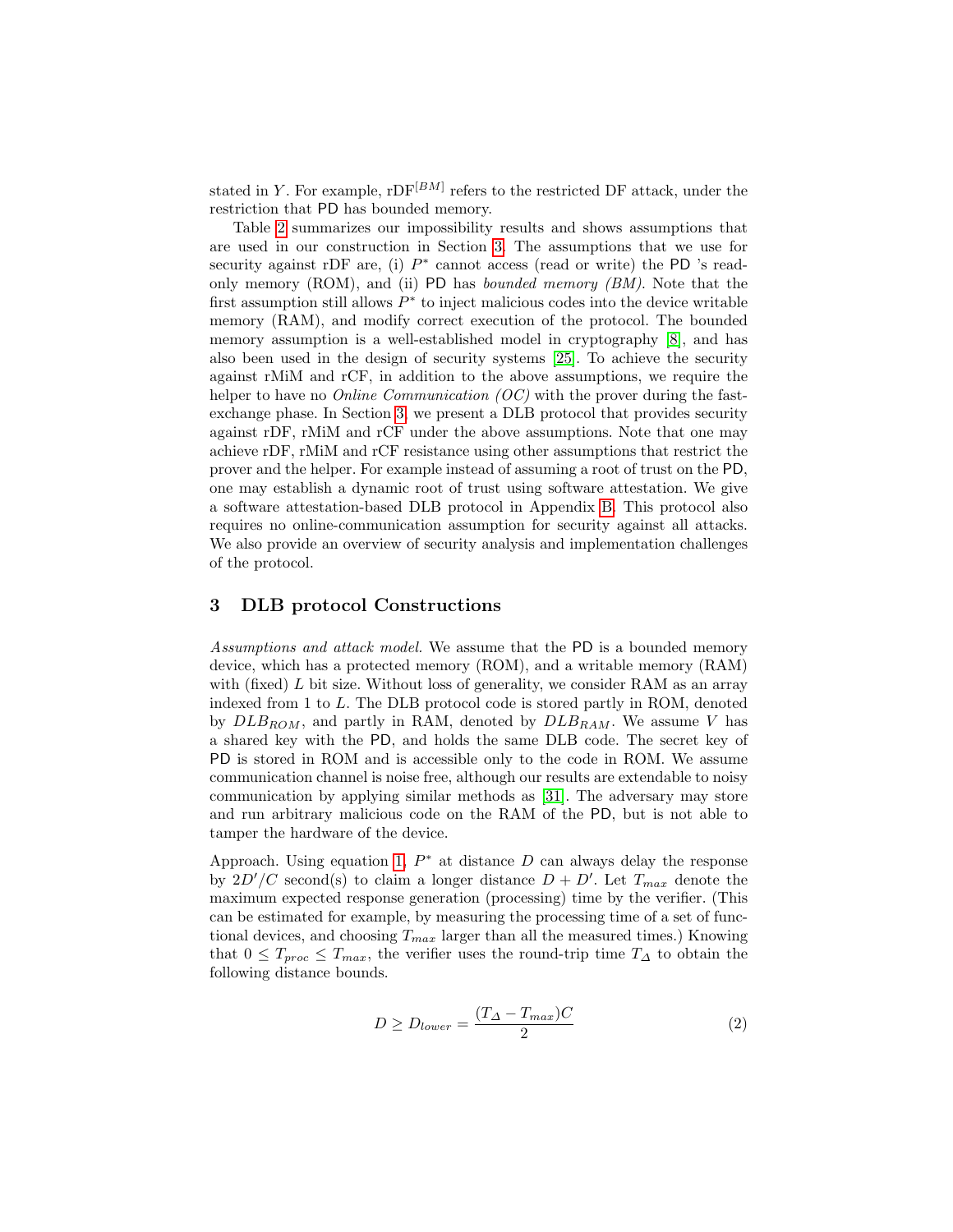stated in $Y$. For example, rDF$^{[BM]}$ refers to the restricted DF attack, under the restriction that PD has bounded memory.

Table 2 summarizes our impossibility results and shows assumptions that are used in our construction in Section 3. The assumptions that we use for security against rDF are, (i) $P^*$ cannot access (read or write) the PD 's read-only memory (ROM), and (ii) PD has *bounded memory (BM)*. Note that the first assumption still allows $P^*$ to inject malicious codes into the device writable memory (RAM), and modify correct execution of the protocol. The bounded memory assumption is a well-established model in cryptography [8], and has also been used in the design of security systems [25]. To achieve the security against rMiM and rCF, in addition to the above assumptions, we require the helper to have no *Online Communication (OC)* with the prover during the fast-exchange phase. In Section 3, we present a DLB protocol that provides security against rDF, rMiM and rCF under the above assumptions. Note that one may achieve rDF, rMiM and rCF resistance using other assumptions that restrict the prover and the helper. For example instead of assuming a root of trust on the PD, one may establish a dynamic root of trust using software attestation. We give a software attestation-based DLB protocol in Appendix B. This protocol also requires no online-communication assumption for security against all attacks. We also provide an overview of security analysis and implementation challenges of the protocol.

## 3 DLB protocol Constructions

*Assumptions and attack model.* We assume that the PD is a bounded memory device, which has a protected memory (ROM), and a writable memory (RAM) with (fixed) $L$ bit size. Without loss of generality, we consider RAM as an array indexed from 1 to $L$. The DLB protocol code is stored partly in ROM, denoted by $DLB_{ROM}$, and partly in RAM, denoted by $DLB_{RAM}$. We assume $V$ has a shared key with the PD, and holds the same DLB code. The secret key of PD is stored in ROM and is accessible only to the code in ROM. We assume communication channel is noise free, although our results are extendable to noisy communication by applying similar methods as [31]. The adversary may store and run arbitrary malicious code on the RAM of the PD, but is not able to tamper the hardware of the device.

Approach. Using equation 1, $P^*$ at distance $D$ can always delay the response by $2D'/C$ second(s) to claim a longer distance $D + D'$. Let $T_{max}$ denote the maximum expected response generation (processing) time by the verifier. (This can be estimated for example, by measuring the processing time of a set of functional devices, and choosing $T_{max}$ larger than all the measured times.) Knowing that $0 \leq T_{proc} \leq T_{max}$, the verifier uses the round-trip time $T_\Delta$ to obtain the following distance bounds.

$$D \geq D_{lower} = \frac{(T_\Delta - T_{max})C}{2} \tag{2}$$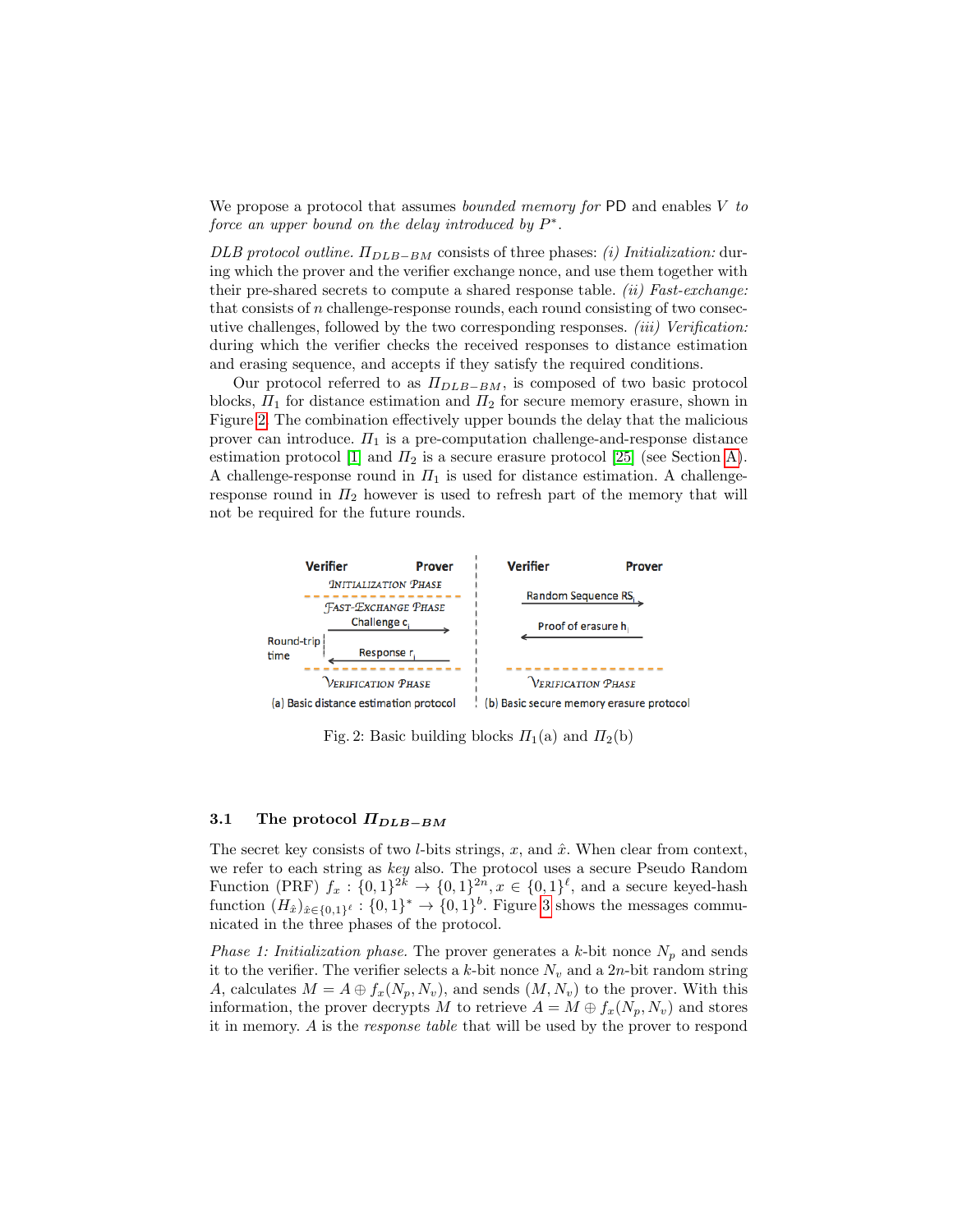We propose a protocol that assumes *bounded memory for* PD and enables $V$ *to force an upper bound on the delay introduced by* $P^*$.

*DLB protocol outline.* $\Pi_{DLB-BM}$ consists of three phases: *(i) Initialization:* during which the prover and the verifier exchange nonce, and use them together with their pre-shared secrets to compute a shared response table. *(ii) Fast-exchange:* that consists of $n$ challenge-response rounds, each round consisting of two consecutive challenges, followed by the two corresponding responses. *(iii) Verification:* during which the verifier checks the received responses to distance estimation and erasing sequence, and accepts if they satisfy the required conditions.

Our protocol referred to as $\Pi_{DLB-BM}$, is composed of two basic protocol blocks, $\Pi_1$ for distance estimation and $\Pi_2$ for secure memory erasure, shown in Figure 2. The combination effectively upper bounds the delay that the malicious prover can introduce. $\Pi_1$ is a pre-computation challenge-and-response distance estimation protocol [1] and $\Pi_2$ is a secure erasure protocol [25] (see Section A). A challenge-response round in $\Pi_1$ is used for distance estimation. A challenge-response round in $\Pi_2$ however is used to refresh part of the memory that will not be required for the future rounds.

Fig. 2: Basic building blocks $\Pi_1$(a) and $\Pi_2$(b)

### 3.1 The protocol $\Pi_{DLB-BM}$

The secret key consists of two $l$-bits strings, $x$, and $\hat{x}$. When clear from context, we refer to each string as *key* also. The protocol uses a secure Pseudo Random Function (PRF) $f_x : \{0,1\}^{2k} \rightarrow \{0,1\}^{2n}, x \in \{0,1\}^{\ell}$, and a secure keyed-hash function $(H_{\hat{x}})_{\hat{x} \in \{0,1\}^{\ell}} : \{0,1\}^* \rightarrow \{0,1\}^b$. Figure 3 shows the messages communicated in the three phases of the protocol.

*Phase 1: Initialization phase.* The prover generates a $k$-bit nonce $N_p$ and sends it to the verifier. The verifier selects a $k$-bit nonce $N_v$ and a $2n$-bit random string $A$, calculates $M = A \oplus f_x(N_p, N_v)$, and sends $(M, N_v)$ to the prover. With this information, the prover decrypts $M$ to retrieve $A = M \oplus f_x(N_p, N_v)$ and stores it in memory. $A$ is the *response table* that will be used by the prover to respond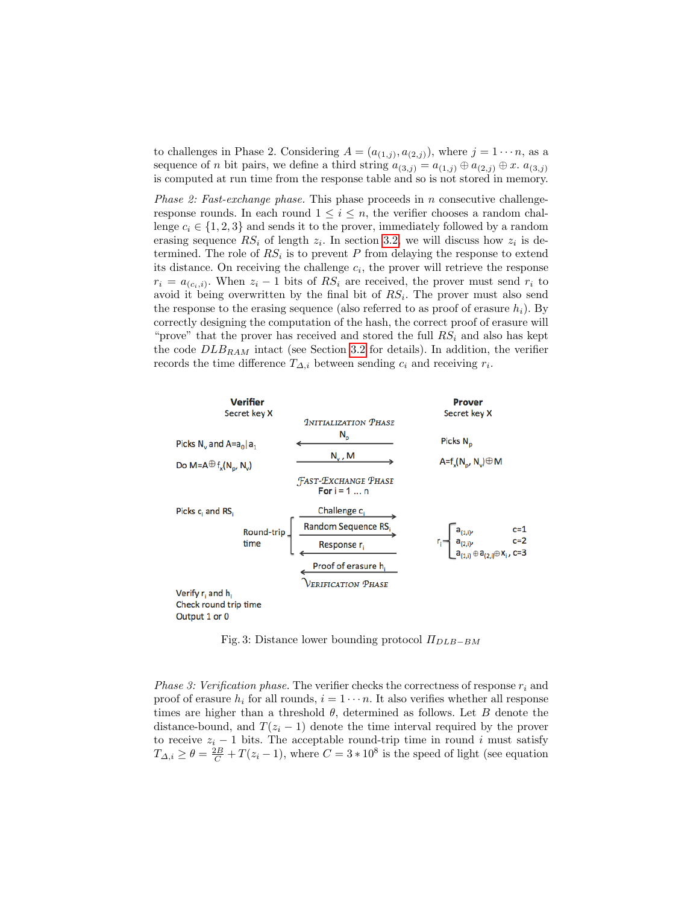to challenges in Phase 2. Considering $A = (a_{(1,j)}, a_{(2,j)})$, where $j = 1 \cdots n$, as a sequence of $n$ bit pairs, we define a third string $a_{(3,j)} = a_{(1,j)} \oplus a_{(2,j)} \oplus x$. $a_{(3,j)}$ is computed at run time from the response table and so is not stored in memory.

*Phase 2: Fast-exchange phase.* This phase proceeds in $n$ consecutive challenge-response rounds. In each round $1 \leq i \leq n$, the verifier chooses a random challenge $c_i \in \{1, 2, 3\}$ and sends it to the prover, immediately followed by a random erasing sequence $RS_i$ of length $z_i$. In section 3.2, we will discuss how $z_i$ is determined. The role of $RS_i$ is to prevent $P$ from delaying the response to extend its distance. On receiving the challenge $c_i$, the prover will retrieve the response $r_i = a_{(c_i,i)}$. When $z_i - 1$ bits of $RS_i$ are received, the prover must send $r_i$ to avoid it being overwritten by the final bit of $RS_i$. The prover must also send the response to the erasing sequence (also referred to as proof of erasure $h_i$). By correctly designing the computation of the hash, the correct proof of erasure will "prove" that the prover has received and stored the full $RS_i$ and also has kept the code $DLB_{RAM}$ intact (see Section 3.2 for details). In addition, the verifier records the time difference $T_{\Delta,i}$ between sending $c_i$ and receiving $r_i$.

| Verifier<br>Secret key X | | Prover<br>Secret key X |
|---|---|---|
| | INITIALIZATION PHASE | |
| Picks $N_v$ and $A = a_0 \| a_1$ | ← $N_p$ | Picks $N_p$ |
| Do $M = A \oplus f_x(N_p, N_v)$ | $N_v$, M → | $A = f_x(N_p, N_v) \oplus M$ |
| | FAST-EXCHANGE PHASE<br>For i = 1 ... n | |
| Picks $c_i$ and $RS_i$ | Challenge $c_i$ → | |
| Round-trip time | Random Sequence $RS_i$ → | $r_i$: $a_{(1,i)}$, c=1; $a_{(2,i)}$, c=2; $a_{(1,i)} \oplus a_{(2,i)} \oplus x_i$, c=3 |
| | ← Response $r_i$ | |
| | ← Proof of erasure $h_i$ | |
| | VERIFICATION PHASE | |
| Verify $r_i$ and $h_i$<br>Check round trip time<br>Output 1 or 0 | | |

Fig. 3: Distance lower bounding protocol $\Pi_{DLB-BM}$

*Phase 3: Verification phase.* The verifier checks the correctness of response $r_i$ and proof of erasure $h_i$ for all rounds, $i = 1 \cdots n$. It also verifies whether all response times are higher than a threshold $\theta$, determined as follows. Let $B$ denote the distance-bound, and $T(z_i - 1)$ denote the time interval required by the prover to receive $z_i - 1$ bits. The acceptable round-trip time in round $i$ must satisfy $T_{\Delta,i} \geq \theta = \frac{2B}{C} + T(z_i - 1)$, where $C = 3 * 10^8$ is the speed of light (see equation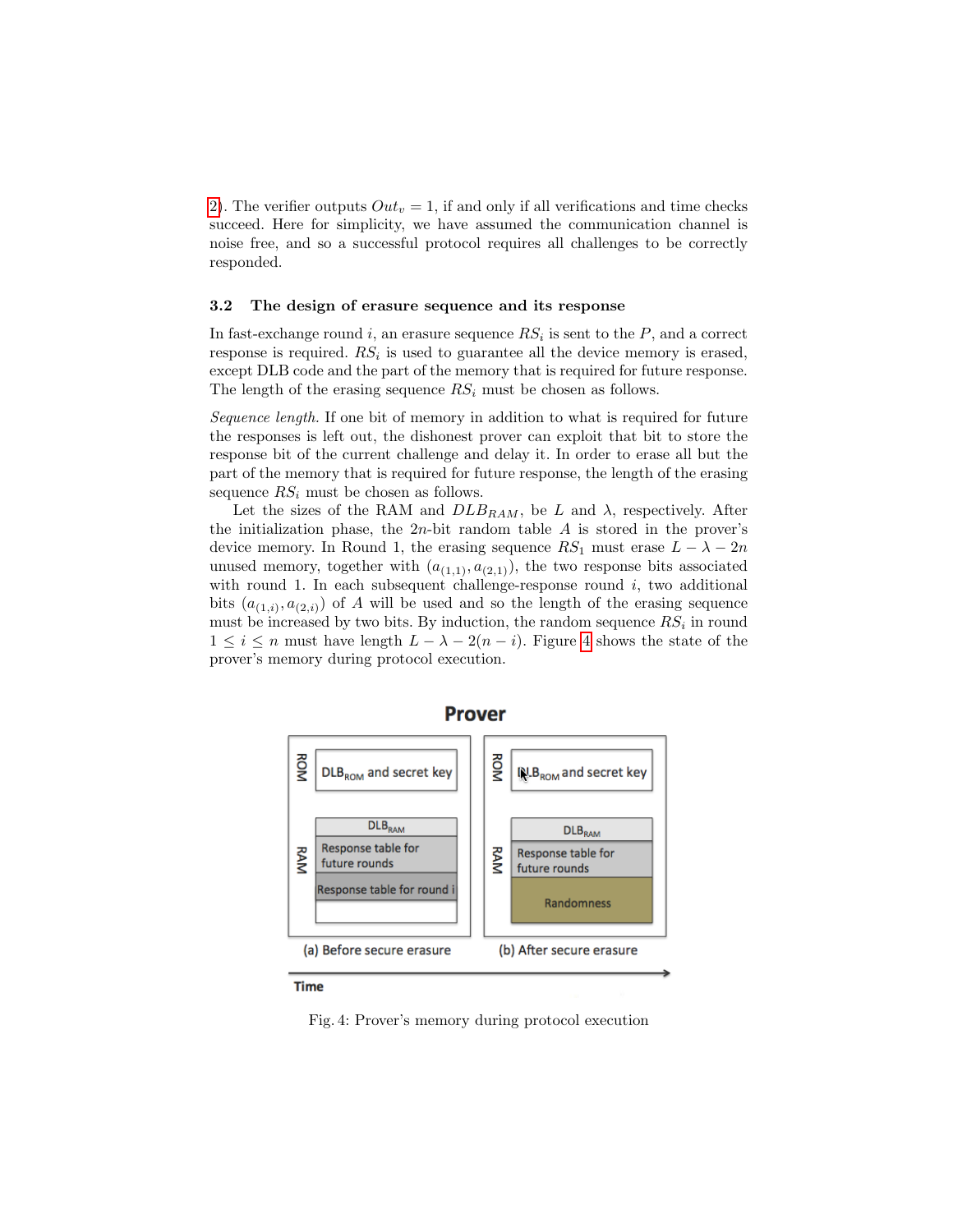2). The verifier outputs $Out_v = 1$, if and only if all verifications and time checks succeed. Here for simplicity, we have assumed the communication channel is noise free, and so a successful protocol requires all challenges to be correctly responded.

### 3.2 The design of erasure sequence and its response

In fast-exchange round $i$, an erasure sequence $RS_i$ is sent to the $P$, and a correct response is required. $RS_i$ is used to guarantee all the device memory is erased, except DLB code and the part of the memory that is required for future response. The length of the erasing sequence $RS_i$ must be chosen as follows.

*Sequence length.* If one bit of memory in addition to what is required for future the responses is left out, the dishonest prover can exploit that bit to store the response bit of the current challenge and delay it. In order to erase all but the part of the memory that is required for future response, the length of the erasing sequence $RS_i$ must be chosen as follows.

Let the sizes of the RAM and $DLB_{RAM}$, be $L$ and $\lambda$, respectively. After the initialization phase, the $2n$-bit random table $A$ is stored in the prover's device memory. In Round 1, the erasing sequence $RS_1$ must erase $L - \lambda - 2n$ unused memory, together with $(a_{(1,1)}, a_{(2,1)})$, the two response bits associated with round 1. In each subsequent challenge-response round $i$, two additional bits $(a_{(1,i)}, a_{(2,i)})$ of $A$ will be used and so the length of the erasing sequence must be increased by two bits. By induction, the random sequence $RS_i$ in round $1 \leq i \leq n$ must have length $L - \lambda - 2(n - i)$. Figure 4 shows the state of the prover's memory during protocol execution.

Fig. 4: Prover's memory during protocol execution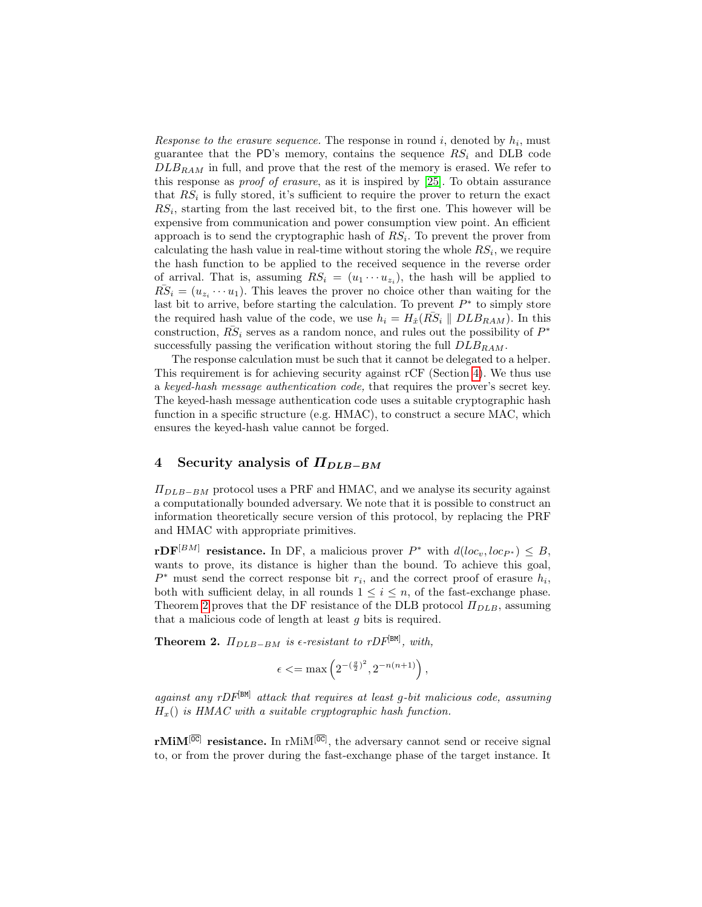*Response to the erasure sequence.* The response in round $i$, denoted by $h_i$, must guarantee that the PD's memory, contains the sequence $RS_i$ and DLB code $DLB_{RAM}$ in full, and prove that the rest of the memory is erased. We refer to this response as *proof of erasure*, as it is inspired by [25]. To obtain assurance that $RS_i$ is fully stored, it's sufficient to require the prover to return the exact $RS_i$, starting from the last received bit, to the first one. This however will be expensive from communication and power consumption view point. An efficient approach is to send the cryptographic hash of $RS_i$. To prevent the prover from calculating the hash value in real-time without storing the whole $RS_i$, we require the hash function to be applied to the received sequence in the reverse order of arrival. That is, assuming $RS_i = (u_1 \cdots u_{z_i})$, the hash will be applied to $\bar{RS}_i = (u_{z_i} \cdots u_1)$. This leaves the prover no choice other than waiting for the last bit to arrive, before starting the calculation. To prevent $P^*$ to simply store the required hash value of the code, we use $h_i = H_{\hat{x}}(\bar{RS}_i \parallel DLB_{RAM})$. In this construction, $\bar{RS}_i$ serves as a random nonce, and rules out the possibility of $P^*$ successfully passing the verification without storing the full $DLB_{RAM}$.

The response calculation must be such that it cannot be delegated to a helper. This requirement is for achieving security against rCF (Section 4). We thus use a *keyed-hash message authentication code,* that requires the prover's secret key. The keyed-hash message authentication code uses a suitable cryptographic hash function in a specific structure (e.g. HMAC), to construct a secure MAC, which ensures the keyed-hash value cannot be forged.

## 4 Security analysis of $\Pi_{DLB-BM}$

$\Pi_{DLB-BM}$ protocol uses a PRF and HMAC, and we analyse its security against a computationally bounded adversary. We note that it is possible to construct an information theoretically secure version of this protocol, by replacing the PRF and HMAC with appropriate primitives.

**rDF$^{[BM]}$ resistance.** In DF, a malicious prover $P^*$ with $d(loc_v, loc_{P^*}) \leq B$, wants to prove, its distance is higher than the bound. To achieve this goal, $P^*$ must send the correct response bit $r_i$, and the correct proof of erasure $h_i$, both with sufficient delay, in all rounds $1 \leq i \leq n$, of the fast-exchange phase. Theorem 2 proves that the DF resistance of the DLB protocol $\Pi_{DLB}$, assuming that a malicious code of length at least $g$ bits is required.

**Theorem 2.** *$\Pi_{DLB-BM}$ is $\epsilon$-resistant to rDF$^{[BM]}$, with,*

$$\epsilon <= \max\left(2^{-(\frac{g}{2})^2}, 2^{-n(n+1)}\right),$$

*against any rDF$^{[BM]}$ attack that requires at least $g$-bit malicious code, assuming $H_x()$ is HMAC with a suitable cryptographic hash function.*

**rMiM$^{[\overline{OC}]}$ resistance.** In rMiM$^{[\overline{OC}]}$, the adversary cannot send or receive signal to, or from the prover during the fast-exchange phase of the target instance. It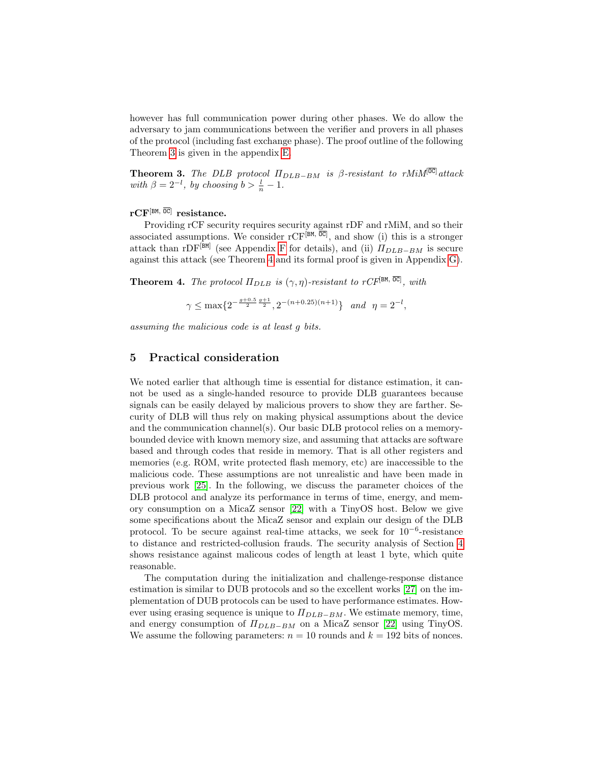however has full communication power during other phases. We do allow the adversary to jam communications between the verifier and provers in all phases of the protocol (including fast exchange phase). The proof outline of the following Theorem 3 is given in the appendix E.

**Theorem 3.** *The DLB protocol $\Pi_{DLB-BM}$ is $\beta$-resistant to rMiM$^{[\overline{\texttt{OC}}]}$ attack with $\beta = 2^{-l}$, by choosing $b > \frac{l}{n} - 1$.*

**rCF$^{[\texttt{BM},\,\overline{\texttt{OC}}]}$ resistance.**

Providing rCF security requires security against rDF and rMiM, and so their associated assumptions. We consider rCF$^{[\texttt{BM},\,\overline{\texttt{OC}}]}$, and show (i) this is a stronger attack than rDF$^{[\texttt{BM}]}$ (see Appendix F for details), and (ii) $\Pi_{DLB-BM}$ is secure against this attack (see Theorem 4 and its formal proof is given in Appendix G).

**Theorem 4.** *The protocol $\Pi_{DLB}$ is $(\gamma, \eta)$-resistant to rCF$^{[\texttt{BM},\,\overline{\texttt{OC}}]}$, with*

$$\gamma \leq \max\{2^{-\frac{g+0.5}{2}\frac{g+1}{2}}, 2^{-(n+0.25)(n+1)}\} \quad and \quad \eta = 2^{-l},$$

*assuming the malicious code is at least $g$ bits.*

## 5 Practical consideration

We noted earlier that although time is essential for distance estimation, it cannot be used as a single-handed resource to provide DLB guarantees because signals can be easily delayed by malicious provers to show they are farther. Security of DLB will thus rely on making physical assumptions about the device and the communication channel(s). Our basic DLB protocol relies on a memory-bounded device with known memory size, and assuming that attacks are software based and through codes that reside in memory. That is all other registers and memories (e.g. ROM, write protected flash memory, etc) are inaccessible to the malicious code. These assumptions are not unrealistic and have been made in previous work [25]. In the following, we discuss the parameter choices of the DLB protocol and analyze its performance in terms of time, energy, and memory consumption on a MicaZ sensor [22] with a TinyOS host. Below we give some specifications about the MicaZ sensor and explain our design of the DLB protocol. To be secure against real-time attacks, we seek for $10^{-6}$-resistance to distance and restricted-collusion frauds. The security analysis of Section 4 shows resistance against malicous codes of length at least 1 byte, which quite reasonable.

The computation during the initialization and challenge-response distance estimation is similar to DUB protocols and so the excellent works [27] on the implementation of DUB protocols can be used to have performance estimates. However using erasing sequence is unique to $\Pi_{DLB-BM}$. We estimate memory, time, and energy consumption of $\Pi_{DLB-BM}$ on a MicaZ sensor [22] using TinyOS. We assume the following parameters: $n = 10$ rounds and $k = 192$ bits of nonces.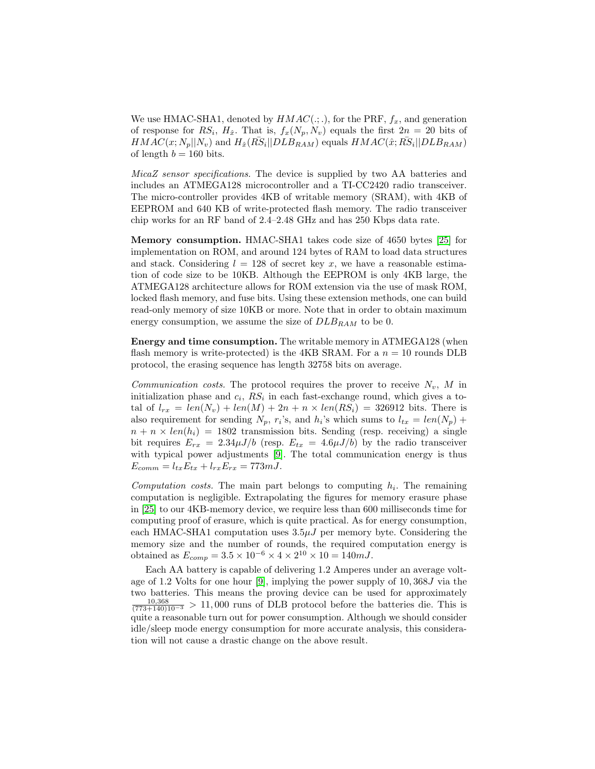We use HMAC-SHA1, denoted by $HMAC(.;.)$, for the PRF, $f_x$, and generation of response for $RS_i$, $H_{\hat{x}}$. That is, $f_x(N_p, N_v)$ equals the first $2n = 20$ bits of $HMAC(x; N_p||N_v)$ and $H_{\hat{x}}(\tilde{RS}_i||DLB_{RAM})$ equals $HMAC(\hat{x}; \tilde{RS}_i||DLB_{RAM})$ of length $b = 160$ bits.

*MicaZ sensor specifications.* The device is supplied by two AA batteries and includes an ATMEGA128 microcontroller and a TI-CC2420 radio transceiver. The micro-controller provides 4KB of writable memory (SRAM), with 4KB of EEPROM and 640 KB of write-protected flash memory. The radio transceiver chip works for an RF band of 2.4–2.48 GHz and has 250 Kbps data rate.

**Memory consumption.** HMAC-SHA1 takes code size of 4650 bytes [25] for implementation on ROM, and around 124 bytes of RAM to load data structures and stack. Considering $l = 128$ of secret key $x$, we have a reasonable estimation of code size to be 10KB. Although the EEPROM is only 4KB large, the ATMEGA128 architecture allows for ROM extension via the use of mask ROM, locked flash memory, and fuse bits. Using these extension methods, one can build read-only memory of size 10KB or more. Note that in order to obtain maximum energy consumption, we assume the size of $DLB_{RAM}$ to be 0.

**Energy and time consumption.** The writable memory in ATMEGA128 (when flash memory is write-protected) is the 4KB SRAM. For a $n = 10$ rounds DLB protocol, the erasing sequence has length 32758 bits on average.

*Communication costs.* The protocol requires the prover to receive $N_v$, $M$ in initialization phase and $c_i$, $RS_i$ in each fast-exchange round, which gives a total of $l_{rx} = len(N_v) + len(M) + 2n + n \times len(RS_i) = 326912$ bits. There is also requirement for sending $N_p$, $r_i$'s, and $h_i$'s which sums to $l_{tx} = len(N_p) + n + n \times len(h_i) = 1802$ transmission bits. Sending (resp. receiving) a single bit requires $E_{rx} = 2.34\mu J/b$ (resp. $E_{tx} = 4.6\mu J/b$) by the radio transceiver with typical power adjustments [9]. The total communication energy is thus $E_{comm} = l_{tx}E_{tx} + l_{rx}E_{rx} = 773mJ$.

*Computation costs.* The main part belongs to computing $h_i$. The remaining computation is negligible. Extrapolating the figures for memory erasure phase in [25] to our 4KB-memory device, we require less than 600 milliseconds time for computing proof of erasure, which is quite practical. As for energy consumption, each HMAC-SHA1 computation uses $3.5\mu J$ per memory byte. Considering the memory size and the number of rounds, the required computation energy is obtained as $E_{comp} = 3.5 \times 10^{-6} \times 4 \times 2^{10} \times 10 = 140mJ$.

Each AA battery is capable of delivering 1.2 Amperes under an average voltage of 1.2 Volts for one hour [9], implying the power supply of $10,368J$ via the two batteries. This means the proving device can be used for approximately $\frac{10,368}{(773+140)10^{-3}} > 11,000$ runs of DLB protocol before the batteries die. This is quite a reasonable turn out for power consumption. Although we should consider idle/sleep mode energy consumption for more accurate analysis, this consideration will not cause a drastic change on the above result.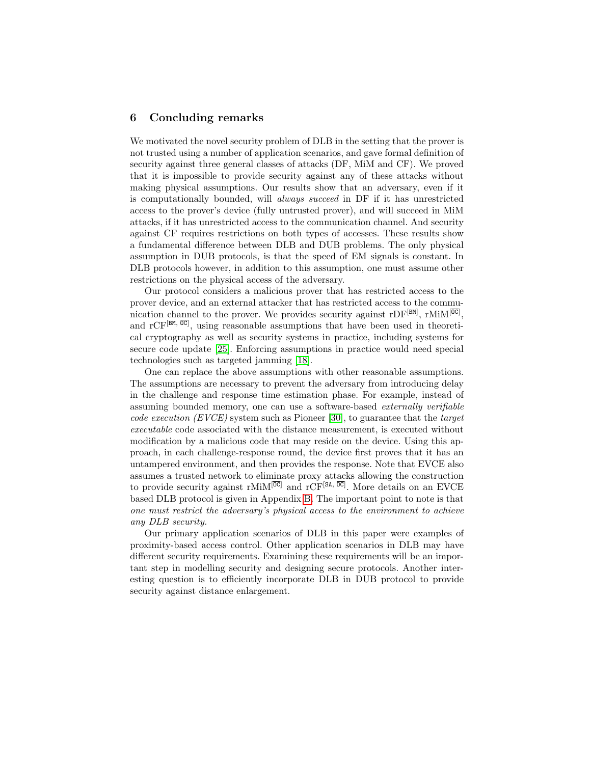## 6 Concluding remarks

We motivated the novel security problem of DLB in the setting that the prover is not trusted using a number of application scenarios, and gave formal definition of security against three general classes of attacks (DF, MiM and CF). We proved that it is impossible to provide security against any of these attacks without making physical assumptions. Our results show that an adversary, even if it is computationally bounded, will *always succeed* in DF if it has unrestricted access to the prover's device (fully untrusted prover), and will succeed in MiM attacks, if it has unrestricted access to the communication channel. And security against CF requires restrictions on both types of accesses. These results show a fundamental difference between DLB and DUB problems. The only physical assumption in DUB protocols, is that the speed of EM signals is constant. In DLB protocols however, in addition to this assumption, one must assume other restrictions on the physical access of the adversary.

Our protocol considers a malicious prover that has restricted access to the prover device, and an external attacker that has restricted access to the communication channel to the prover. We provides security against $\text{rDF}^{[\texttt{BM}]}$, $\text{rMiM}^{[\overline{\texttt{OC}}]}$, and $\text{rCF}^{[\texttt{BM},\,\overline{\texttt{OC}}]}$, using reasonable assumptions that have been used in theoretical cryptography as well as security systems in practice, including systems for secure code update [25]. Enforcing assumptions in practice would need special technologies such as targeted jamming [18].

One can replace the above assumptions with other reasonable assumptions. The assumptions are necessary to prevent the adversary from introducing delay in the challenge and response time estimation phase. For example, instead of assuming bounded memory, one can use a software-based *externally verifiable code execution (EVCE)* system such as Pioneer [30], to guarantee that the *target executable* code associated with the distance measurement, is executed without modification by a malicious code that may reside on the device. Using this approach, in each challenge-response round, the device first proves that it has an untampered environment, and then provides the response. Note that EVCE also assumes a trusted network to eliminate proxy attacks allowing the construction to provide security against $\text{rMiM}^{[\overline{\texttt{OC}}]}$ and $\text{rCF}^{[\texttt{SA},\,\overline{\texttt{OC}}]}$. More details on an EVCE based DLB protocol is given in Appendix B. The important point to note is that *one must restrict the adversary's physical access to the environment to achieve any DLB security.*

Our primary application scenarios of DLB in this paper were examples of proximity-based access control. Other application scenarios in DLB may have different security requirements. Examining these requirements will be an important step in modelling security and designing secure protocols. Another interesting question is to efficiently incorporate DLB in DUB protocol to provide security against distance enlargement.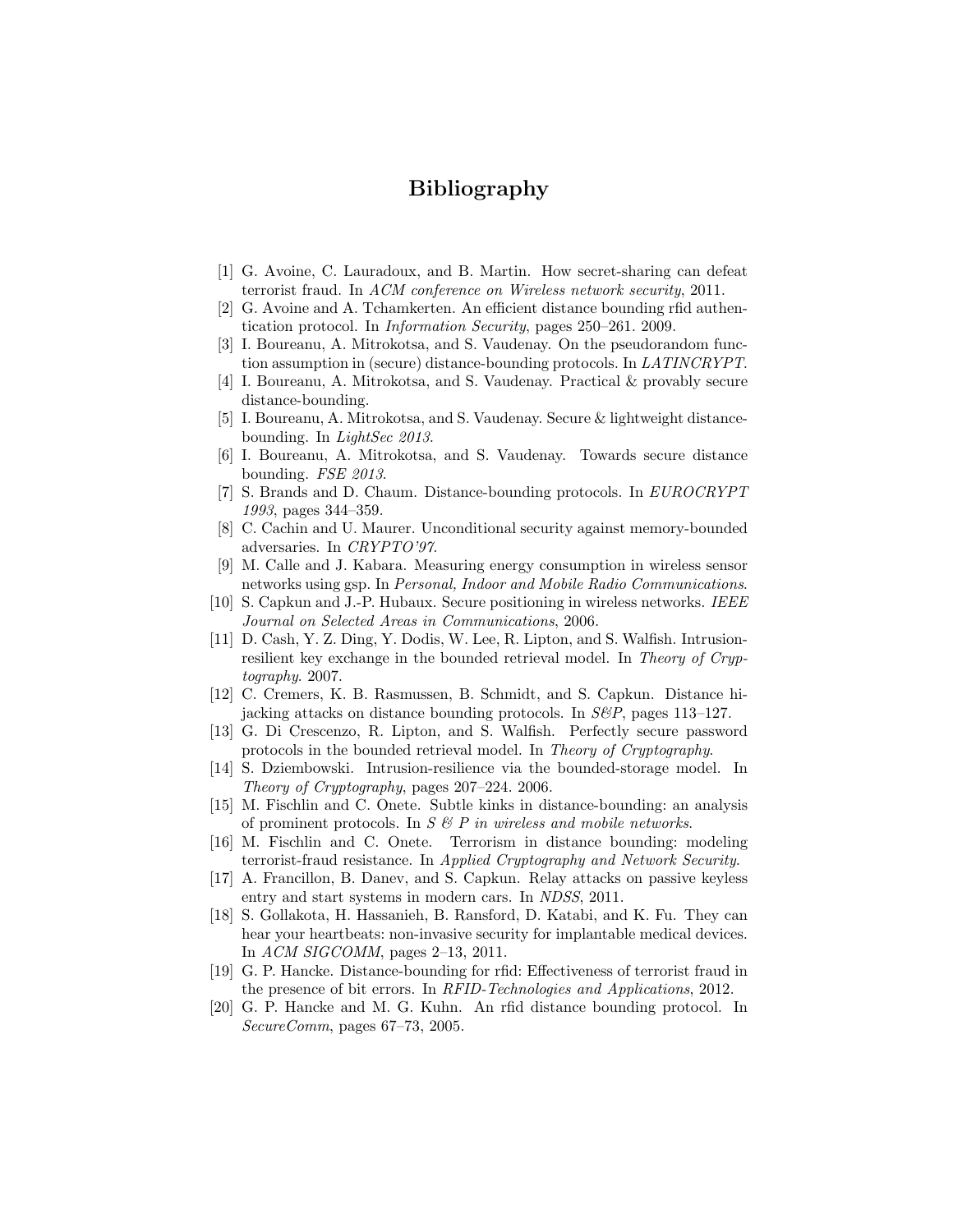# Bibliography

[1] G. Avoine, C. Lauradoux, and B. Martin. How secret-sharing can defeat terrorist fraud. In *ACM conference on Wireless network security*, 2011.

[2] G. Avoine and A. Tchamkerten. An efficient distance bounding rfid authentication protocol. In *Information Security*, pages 250–261. 2009.

[3] I. Boureanu, A. Mitrokotsa, and S. Vaudenay. On the pseudorandom function assumption in (secure) distance-bounding protocols. In *LATINCRYPT*.

[4] I. Boureanu, A. Mitrokotsa, and S. Vaudenay. Practical & provably secure distance-bounding.

[5] I. Boureanu, A. Mitrokotsa, and S. Vaudenay. Secure & lightweight distance-bounding. In *LightSec 2013*.

[6] I. Boureanu, A. Mitrokotsa, and S. Vaudenay. Towards secure distance bounding. *FSE 2013*.

[7] S. Brands and D. Chaum. Distance-bounding protocols. In *EUROCRYPT 1993*, pages 344–359.

[8] C. Cachin and U. Maurer. Unconditional security against memory-bounded adversaries. In *CRYPTO'97*.

[9] M. Calle and J. Kabara. Measuring energy consumption in wireless sensor networks using gsp. In *Personal, Indoor and Mobile Radio Communications*.

[10] S. Capkun and J.-P. Hubaux. Secure positioning in wireless networks. *IEEE Journal on Selected Areas in Communications*, 2006.

[11] D. Cash, Y. Z. Ding, Y. Dodis, W. Lee, R. Lipton, and S. Walfish. Intrusion-resilient key exchange in the bounded retrieval model. In *Theory of Cryptography*. 2007.

[12] C. Cremers, K. B. Rasmussen, B. Schmidt, and S. Capkun. Distance hijacking attacks on distance bounding protocols. In *S&P*, pages 113–127.

[13] G. Di Crescenzo, R. Lipton, and S. Walfish. Perfectly secure password protocols in the bounded retrieval model. In *Theory of Cryptography*.

[14] S. Dziembowski. Intrusion-resilience via the bounded-storage model. In *Theory of Cryptography*, pages 207–224. 2006.

[15] M. Fischlin and C. Onete. Subtle kinks in distance-bounding: an analysis of prominent protocols. In *S & P in wireless and mobile networks*.

[16] M. Fischlin and C. Onete. Terrorism in distance bounding: modeling terrorist-fraud resistance. In *Applied Cryptography and Network Security*.

[17] A. Francillon, B. Danev, and S. Capkun. Relay attacks on passive keyless entry and start systems in modern cars. In *NDSS*, 2011.

[18] S. Gollakota, H. Hassanieh, B. Ransford, D. Katabi, and K. Fu. They can hear your heartbeats: non-invasive security for implantable medical devices. In *ACM SIGCOMM*, pages 2–13, 2011.

[19] G. P. Hancke. Distance-bounding for rfid: Effectiveness of terrorist fraud in the presence of bit errors. In *RFID-Technologies and Applications*, 2012.

[20] G. P. Hancke and M. G. Kuhn. An rfid distance bounding protocol. In *SecureComm*, pages 67–73, 2005.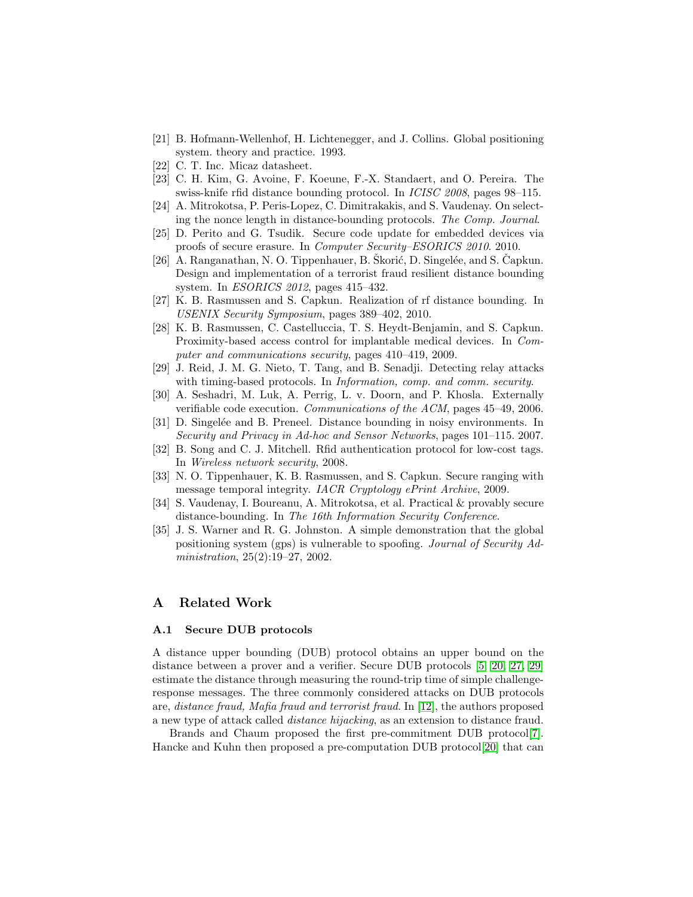[21] B. Hofmann-Wellenhof, H. Lichtenegger, and J. Collins. Global positioning system. theory and practice. 1993.

[22] C. T. Inc. Micaz datasheet.

[23] C. H. Kim, G. Avoine, F. Koeune, F.-X. Standaert, and O. Pereira. The swiss-knife rfid distance bounding protocol. In *ICISC 2008*, pages 98–115.

[24] A. Mitrokotsa, P. Peris-Lopez, C. Dimitrakakis, and S. Vaudenay. On selecting the nonce length in distance-bounding protocols. *The Comp. Journal*.

[25] D. Perito and G. Tsudik. Secure code update for embedded devices via proofs of secure erasure. In *Computer Security–ESORICS 2010*. 2010.

[26] A. Ranganathan, N. O. Tippenhauer, B. Škorić, D. Singelée, and S. Čapkun. Design and implementation of a terrorist fraud resilient distance bounding system. In *ESORICS 2012*, pages 415–432.

[27] K. B. Rasmussen and S. Capkun. Realization of rf distance bounding. In *USENIX Security Symposium*, pages 389–402, 2010.

[28] K. B. Rasmussen, C. Castelluccia, T. S. Heydt-Benjamin, and S. Capkun. Proximity-based access control for implantable medical devices. In *Computer and communications security*, pages 410–419, 2009.

[29] J. Reid, J. M. G. Nieto, T. Tang, and B. Senadji. Detecting relay attacks with timing-based protocols. In *Information, comp. and comm. security*.

[30] A. Seshadri, M. Luk, A. Perrig, L. v. Doorn, and P. Khosla. Externally verifiable code execution. *Communications of the ACM*, pages 45–49, 2006.

[31] D. Singelée and B. Preneel. Distance bounding in noisy environments. In *Security and Privacy in Ad-hoc and Sensor Networks*, pages 101–115. 2007.

[32] B. Song and C. J. Mitchell. Rfid authentication protocol for low-cost tags. In *Wireless network security*, 2008.

[33] N. O. Tippenhauer, K. B. Rasmussen, and S. Capkun. Secure ranging with message temporal integrity. *IACR Cryptology ePrint Archive*, 2009.

[34] S. Vaudenay, I. Boureanu, A. Mitrokotsa, et al. Practical & provably secure distance-bounding. In *The 16th Information Security Conference*.

[35] J. S. Warner and R. G. Johnston. A simple demonstration that the global positioning system (gps) is vulnerable to spoofing. *Journal of Security Administration*, 25(2):19–27, 2002.

## A Related Work

### A.1 Secure DUB protocols

A distance upper bounding (DUB) protocol obtains an upper bound on the distance between a prover and a verifier. Secure DUB protocols [5, 20, 27, 29] estimate the distance through measuring the round-trip time of simple challenge-response messages. The three commonly considered attacks on DUB protocols are, *distance fraud, Mafia fraud and terrorist fraud*. In [12], the authors proposed a new type of attack called *distance hijacking*, as an extension to distance fraud.

Brands and Chaum proposed the first pre-commitment DUB protocol[7]. Hancke and Kuhn then proposed a pre-computation DUB protocol[20] that can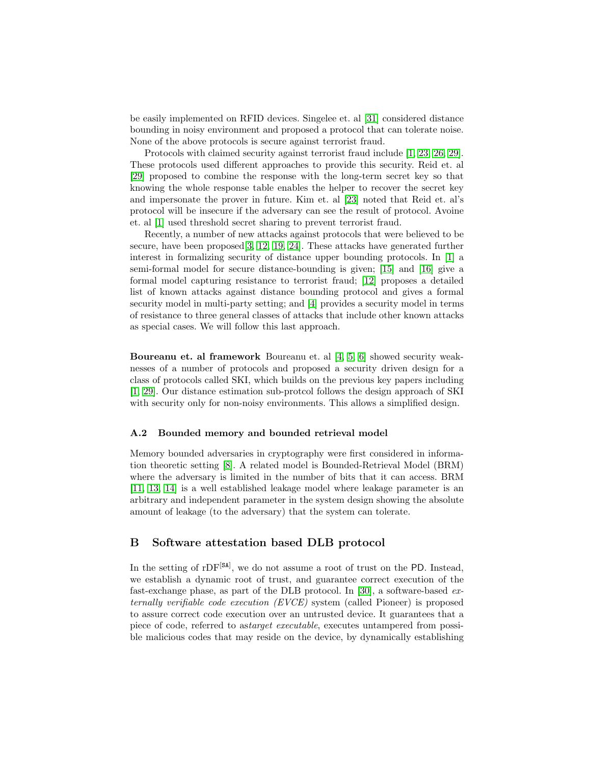be easily implemented on RFID devices. Singelee et. al [31] considered distance bounding in noisy environment and proposed a protocol that can tolerate noise. None of the above protocols is secure against terrorist fraud.

Protocols with claimed security against terrorist fraud include [1, 23, 26, 29]. These protocols used different approaches to provide this security. Reid et. al [29] proposed to combine the response with the long-term secret key so that knowing the whole response table enables the helper to recover the secret key and impersonate the prover in future. Kim et. al [23] noted that Reid et. al's protocol will be insecure if the adversary can see the result of protocol. Avoine et. al [1] used threshold secret sharing to prevent terrorist fraud.

Recently, a number of new attacks against protocols that were believed to be secure, have been proposed[3, 12, 19, 24]. These attacks have generated further interest in formalizing security of distance upper bounding protocols. In [1] a semi-formal model for secure distance-bounding is given; [15] and [16] give a formal model capturing resistance to terrorist fraud; [12] proposes a detailed list of known attacks against distance bounding protocol and gives a formal security model in multi-party setting; and [4] provides a security model in terms of resistance to three general classes of attacks that include other known attacks as special cases. We will follow this last approach.

**Boureanu et. al framework** Boureanu et. al [4, 5, 6] showed security weaknesses of a number of protocols and proposed a security driven design for a class of protocols called SKI, which builds on the previous key papers including [1, 29]. Our distance estimation sub-protcol follows the design approach of SKI with security only for non-noisy environments. This allows a simplified design.

### A.2 Bounded memory and bounded retrieval model

Memory bounded adversaries in cryptography were first considered in information theoretic setting [8]. A related model is Bounded-Retrieval Model (BRM) where the adversary is limited in the number of bits that it can access. BRM [11, 13, 14] is a well established leakage model where leakage parameter is an arbitrary and independent parameter in the system design showing the absolute amount of leakage (to the adversary) that the system can tolerate.

## B Software attestation based DLB protocol

In the setting of $\text{rDF}^{[\mathsf{SA}]}$, we do not assume a root of trust on the $\mathsf{PD}$. Instead, we establish a dynamic root of trust, and guarantee correct execution of the fast-exchange phase, as part of the DLB protocol. In [30], a software-based *externally verifiable code execution (EVCE)* system (called Pioneer) is proposed to assure correct code execution over an untrusted device. It guarantees that a piece of code, referred to as*target executable*, executes untampered from possible malicious codes that may reside on the device, by dynamically establishing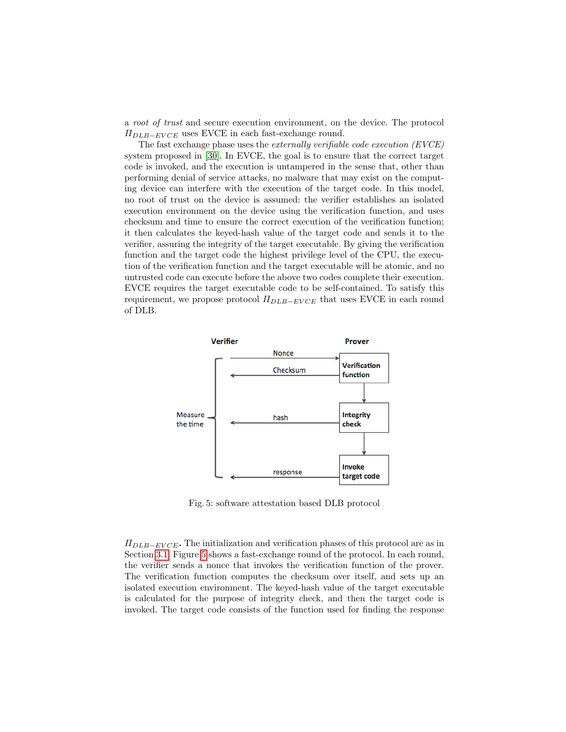a *root of trust* and secure execution environment, on the device. The protocol $\Pi_{DLB-EVCE}$ uses EVCE in each fast-exchange round.

The fast exchange phase uses the *externally verifiable code execution (EVCE)* system proposed in [30]. In EVCE, the goal is to ensure that the correct target code is invoked, and the execution is untampered in the sense that, other than performing denial of service attacks, no malware that may exist on the computing device can interfere with the execution of the target code. In this model, no root of trust on the device is assumed: the verifier establishes an isolated execution environment on the device using the verification function, and uses checksum and time to ensure the correct execution of the verification function; it then calculates the keyed-hash value of the target code and sends it to the verifier, assuring the integrity of the target executable. By giving the verification function and the target code the highest privilege level of the CPU, the execution of the verification function and the target executable will be atomic, and no untrusted code can execute before the above two codes complete their execution. EVCE requires the target executable code to be self-contained. To satisfy this requirement, we propose protocol $\Pi_{DLB-EVCE}$ that uses EVCE in each round of DLB.

Fig. 5: software attestation based DLB protocol

$\Pi_{DLB-EVCE}$**.** The initialization and verification phases of this protocol are as in Section 3.1. Figure 5 shows a fast-exchange round of the protocol. In each round, the verifier sends a nonce that invokes the verification function of the prover. The verification function computes the checksum over itself, and sets up an isolated execution environment. The keyed-hash value of the target executable is calculated for the purpose of integrity check, and then the target code is invoked. The target code consists of the function used for finding the response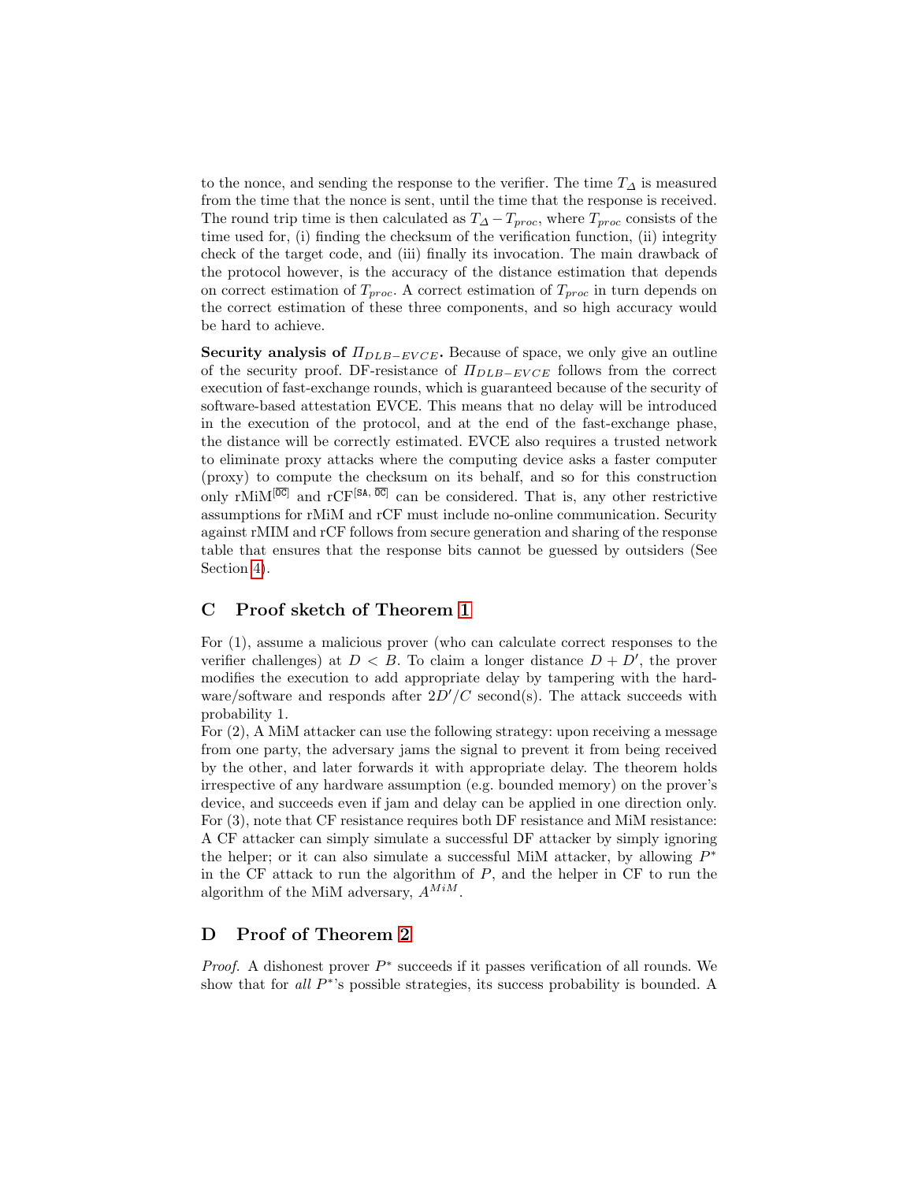to the nonce, and sending the response to the verifier. The time $T_\Delta$ is measured from the time that the nonce is sent, until the time that the response is received. The round trip time is then calculated as $T_\Delta - T_{proc}$, where $T_{proc}$ consists of the time used for, (i) finding the checksum of the verification function, (ii) integrity check of the target code, and (iii) finally its invocation. The main drawback of the protocol however, is the accuracy of the distance estimation that depends on correct estimation of $T_{proc}$. A correct estimation of $T_{proc}$ in turn depends on the correct estimation of these three components, and so high accuracy would be hard to achieve.

**Security analysis of $\Pi_{DLB-EVCE}$.** Because of space, we only give an outline of the security proof. DF-resistance of $\Pi_{DLB-EVCE}$ follows from the correct execution of fast-exchange rounds, which is guaranteed because of the security of software-based attestation EVCE. This means that no delay will be introduced in the execution of the protocol, and at the end of the fast-exchange phase, the distance will be correctly estimated. EVCE also requires a trusted network to eliminate proxy attacks where the computing device asks a faster computer (proxy) to compute the checksum on its behalf, and so for this construction only rMiM$^{[\overline{\mathsf{OC}}]}$ and rCF$^{[\mathsf{SA},\, \overline{\mathsf{OC}}]}$ can be considered. That is, any other restrictive assumptions for rMiM and rCF must include no-online communication. Security against rMIM and rCF follows from secure generation and sharing of the response table that ensures that the response bits cannot be guessed by outsiders (See Section 4).

## C Proof sketch of Theorem 1

For (1), assume a malicious prover (who can calculate correct responses to the verifier challenges) at $D < B$. To claim a longer distance $D + D'$, the prover modifies the execution to add appropriate delay by tampering with the hardware/software and responds after $2D'/C$ second(s). The attack succeeds with probability 1.

For (2), A MiM attacker can use the following strategy: upon receiving a message from one party, the adversary jams the signal to prevent it from being received by the other, and later forwards it with appropriate delay. The theorem holds irrespective of any hardware assumption (e.g. bounded memory) on the prover's device, and succeeds even if jam and delay can be applied in one direction only.

For (3), note that CF resistance requires both DF resistance and MiM resistance: A CF attacker can simply simulate a successful DF attacker by simply ignoring the helper; or it can also simulate a successful MiM attacker, by allowing $P^*$ in the CF attack to run the algorithm of $P$, and the helper in CF to run the algorithm of the MiM adversary, $A^{MiM}$.

## D Proof of Theorem 2

*Proof.* A dishonest prover $P^*$ succeeds if it passes verification of all rounds. We show that for *all* $P^*$'s possible strategies, its success probability is bounded. A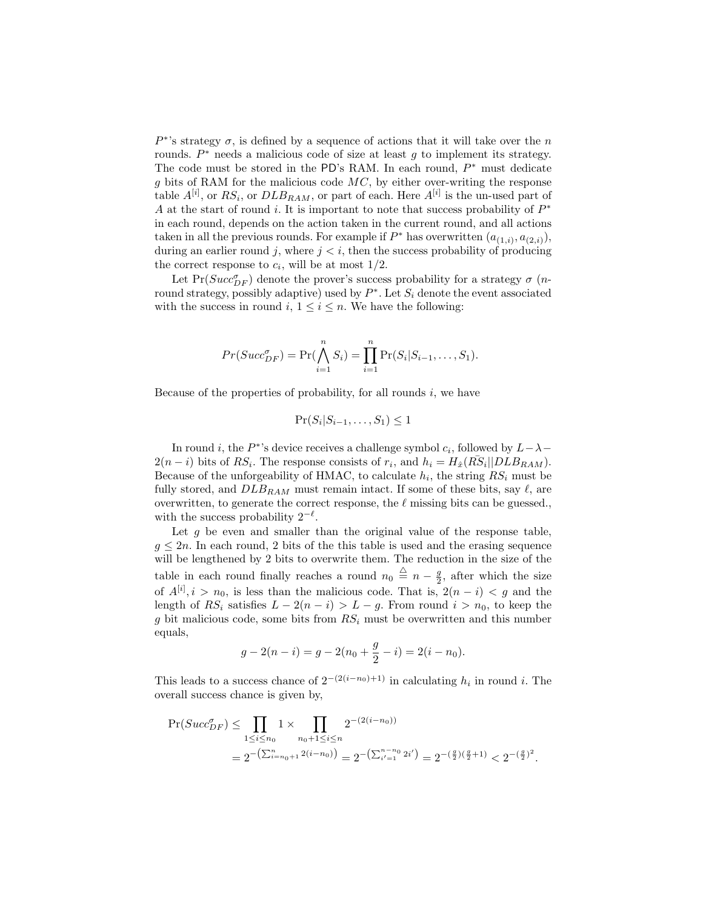$P^*$'s strategy $\sigma$, is defined by a sequence of actions that it will take over the $n$ rounds. $P^*$ needs a malicious code of size at least $g$ to implement its strategy. The code must be stored in the PD's RAM. In each round, $P^*$ must dedicate $g$ bits of RAM for the malicious code $MC$, by either over-writing the response table $A^{[i]}$, or $RS_i$, or $DLB_{RAM}$, or part of each. Here $A^{[i]}$ is the un-used part of $A$ at the start of round $i$. It is important to note that success probability of $P^*$ in each round, depends on the action taken in the current round, and all actions taken in all the previous rounds. For example if $P^*$ has overwritten $(a_{(1,i)}, a_{(2,i)})$, during an earlier round $j$, where $j < i$, then the success probability of producing the correct response to $c_i$, will be at most $1/2$.

Let $\Pr(Succ^{\sigma}_{DF})$ denote the prover's success probability for a strategy $\sigma$ ($n$-round strategy, possibly adaptive) used by $P^*$. Let $S_i$ denote the event associated with the success in round $i$, $1 \leq i \leq n$. We have the following:

$$Pr(Succ^{\sigma}_{DF}) = \Pr(\bigwedge_{i=1}^{n} S_i) = \prod_{i=1}^{n} \Pr(S_i | S_{i-1}, \ldots, S_1).$$

Because of the properties of probability, for all rounds $i$, we have

$$\Pr(S_i | S_{i-1}, \ldots, S_1) \leq 1$$

In round $i$, the $P^*$'s device receives a challenge symbol $c_i$, followed by $L - \lambda - 2(n-i)$ bits of $RS_i$. The response consists of $r_i$, and $h_i = H_{\hat{x}}(\bar{RS}_i || DLB_{RAM})$. Because of the unforgeability of HMAC, to calculate $h_i$, the string $RS_i$ must be fully stored, and $DLB_{RAM}$ must remain intact. If some of these bits, say $\ell$, are overwritten, to generate the correct response, the $\ell$ missing bits can be guessed., with the success probability $2^{-\ell}$.

Let $g$ be even and smaller than the original value of the response table, $g \leq 2n$. In each round, 2 bits of the this table is used and the erasing sequence will be lengthened by 2 bits to overwrite them. The reduction in the size of the table in each round finally reaches a round $n_0 \triangleq n - \frac{g}{2}$, after which the size of $A^{[i]}, i > n_0$, is less than the malicious code. That is, $2(n-i) < g$ and the length of $RS_i$ satisfies $L - 2(n-i) > L - g$. From round $i > n_0$, to keep the $g$ bit malicious code, some bits from $RS_i$ must be overwritten and this number equals,

$$g - 2(n-i) = g - 2(n_0 + \frac{g}{2} - i) = 2(i - n_0).$$

This leads to a success chance of $2^{-(2(i-n_0)+1)}$ in calculating $h_i$ in round $i$. The overall success chance is given by,

$$\begin{aligned}
\Pr(Succ^{\sigma}_{DF}) &\leq \prod_{1 \leq i \leq n_0} 1 \times \prod_{n_0+1 \leq i \leq n} 2^{-(2(i-n_0))} \\
&= 2^{-\left(\sum_{i=n_0+1}^{n} 2(i-n_0)\right)} = 2^{-\left(\sum_{i'=1}^{n-n_0} 2i'\right)} = 2^{-(\frac{g}{2})(\frac{g}{2}+1)} < 2^{-(\frac{g}{2})^2}.
\end{aligned}$$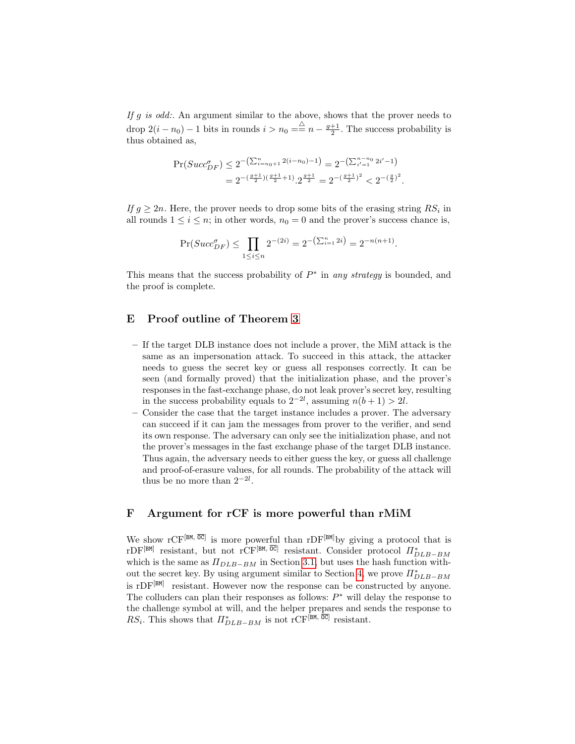*If $g$ is odd:*. An argument similar to the above, shows that the prover needs to drop $2(i-n_0)-1$ bits in rounds $i > n_0 \stackrel{\triangle}{==} n - \frac{g+1}{2}$. The success probability is thus obtained as,

$$
\begin{aligned}
\Pr(Succ_{DF}^{\sigma}) &\leq 2^{-\left(\sum_{i=n_0+1}^{n} 2(i-n_0)-1\right)} = 2^{-\left(\sum_{i'=1}^{n-n_0} 2i'-1\right)} \\
&= 2^{-\left(\frac{g+1}{2}\right)\left(\frac{g+1}{2}+1\right)} . 2^{\frac{g+1}{2}} = 2^{-\left(\frac{g+1}{2}\right)^2} < 2^{-\left(\frac{g}{2}\right)^2}.
\end{aligned}
$$

*If $g \geq 2n$.* Here, the prover needs to drop some bits of the erasing string $RS_i$ in all rounds $1 \leq i \leq n$; in other words, $n_0 = 0$ and the prover's success chance is,

$$
\Pr(Succ_{DF}^{\sigma}) \leq \prod_{1 \leq i \leq n} 2^{-(2i)} = 2^{-\left(\sum_{i=1}^{n} 2i\right)} = 2^{-n(n+1)}.
$$

This means that the success probability of $P^*$ in *any strategy* is bounded, and the proof is complete.

# E Proof outline of Theorem 3

- If the target DLB instance does not include a prover, the MiM attack is the same as an impersonation attack. To succeed in this attack, the attacker needs to guess the secret key or guess all responses correctly. It can be seen (and formally proved) that the initialization phase, and the prover's responses in the fast-exchange phase, do not leak prover's secret key, resulting in the success probability equals to $2^{-2l}$, assuming $n(b+1) > 2l$.
- Consider the case that the target instance includes a prover. The adversary can succeed if it can jam the messages from prover to the verifier, and send its own response. The adversary can only see the initialization phase, and not the prover's messages in the fast exchange phase of the target DLB instance. Thus again, the adversary needs to either guess the key, or guess all challenge and proof-of-erasure values, for all rounds. The probability of the attack will thus be no more than $2^{-2l}$.

# F Argument for rCF is more powerful than rMiM

We show rCF$^{[\texttt{BM}, \overline{\texttt{OC}}]}$ is more powerful than rDF$^{[\texttt{BM}]}$by giving a protocol that is rDF$^{[\texttt{BM}]}$ resistant, but not rCF$^{[\texttt{BM}, \overline{\texttt{OC}}]}$ resistant. Consider protocol $\Pi^*_{DLB-BM}$ which is the same as $\Pi_{DLB-BM}$ in Section 3.1, but uses the hash function without the secret key. By using argument similar to Section 4, we prove $\Pi^*_{DLB-BM}$ is rDF$^{[\texttt{BM}]}$ resistant. However now the response can be constructed by anyone. The colluders can plan their responses as follows: $P^*$ will delay the response to the challenge symbol at will, and the helper prepares and sends the response to $RS_i$. This shows that $\Pi^*_{DLB-BM}$ is not rCF$^{[\texttt{BM}, \overline{\texttt{OC}}]}$ resistant.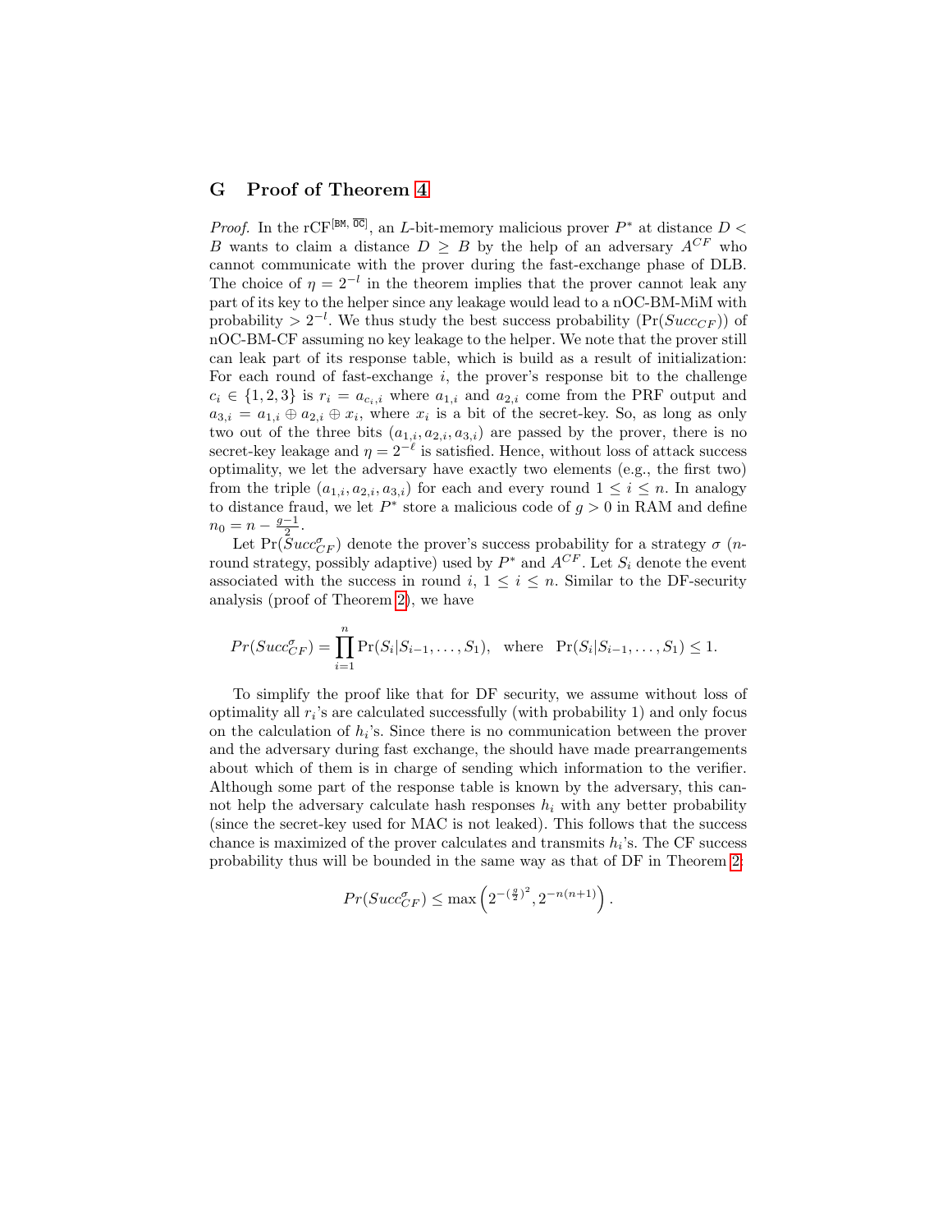## G Proof of Theorem 4

*Proof.* In the $\text{rCF}^{[\texttt{BM}, \overline{\texttt{OC}}]}$, an $L$-bit-memory malicious prover $P^*$ at distance $D < B$ wants to claim a distance $D \geq B$ by the help of an adversary $A^{CF}$ who cannot communicate with the prover during the fast-exchange phase of DLB. The choice of $\eta = 2^{-l}$ in the theorem implies that the prover cannot leak any part of its key to the helper since any leakage would lead to a nOC-BM-MiM with probability $> 2^{-l}$. We thus study the best success probability ($\Pr(Succ_{CF})$) of nOC-BM-CF assuming no key leakage to the helper. We note that the prover still can leak part of its response table, which is build as a result of initialization: For each round of fast-exchange $i$, the prover's response bit to the challenge $c_i \in \{1, 2, 3\}$ is $r_i = a_{c_i,i}$ where $a_{1,i}$ and $a_{2,i}$ come from the PRF output and $a_{3,i} = a_{1,i} \oplus a_{2,i} \oplus x_i$, where $x_i$ is a bit of the secret-key. So, as long as only two out of the three bits $(a_{1,i}, a_{2,i}, a_{3,i})$ are passed by the prover, there is no secret-key leakage and $\eta = 2^{-\ell}$ is satisfied. Hence, without loss of attack success optimality, we let the adversary have exactly two elements (e.g., the first two) from the triple $(a_{1,i}, a_{2,i}, a_{3,i})$ for each and every round $1 \leq i \leq n$. In analogy to distance fraud, we let $P^*$ store a malicious code of $g > 0$ in RAM and define $n_0 = n - \frac{g-1}{2}$.

Let $\Pr(Succ^{\sigma}_{CF})$ denote the prover's success probability for a strategy $\sigma$ ($n$-round strategy, possibly adaptive) used by $P^*$ and $A^{CF}$. Let $S_i$ denote the event associated with the success in round $i$, $1 \leq i \leq n$. Similar to the DF-security analysis (proof of Theorem 2), we have

$$Pr(Succ^{\sigma}_{CF}) = \prod_{i=1}^{n} \Pr(S_i | S_{i-1}, \ldots, S_1), \quad \text{where} \quad \Pr(S_i | S_{i-1}, \ldots, S_1) \leq 1.$$

To simplify the proof like that for DF security, we assume without loss of optimality all $r_i$'s are calculated successfully (with probability 1) and only focus on the calculation of $h_i$'s. Since there is no communication between the prover and the adversary during fast exchange, the should have made prearrangements about which of them is in charge of sending which information to the verifier. Although some part of the response table is known by the adversary, this cannot help the adversary calculate hash responses $h_i$ with any better probability (since the secret-key used for MAC is not leaked). This follows that the success chance is maximized of the prover calculates and transmits $h_i$'s. The CF success probability thus will be bounded in the same way as that of DF in Theorem 2:

$$Pr(Succ^{\sigma}_{CF}) \leq \max\left(2^{-(\frac{g}{2})^2}, 2^{-n(n+1)}\right).$$